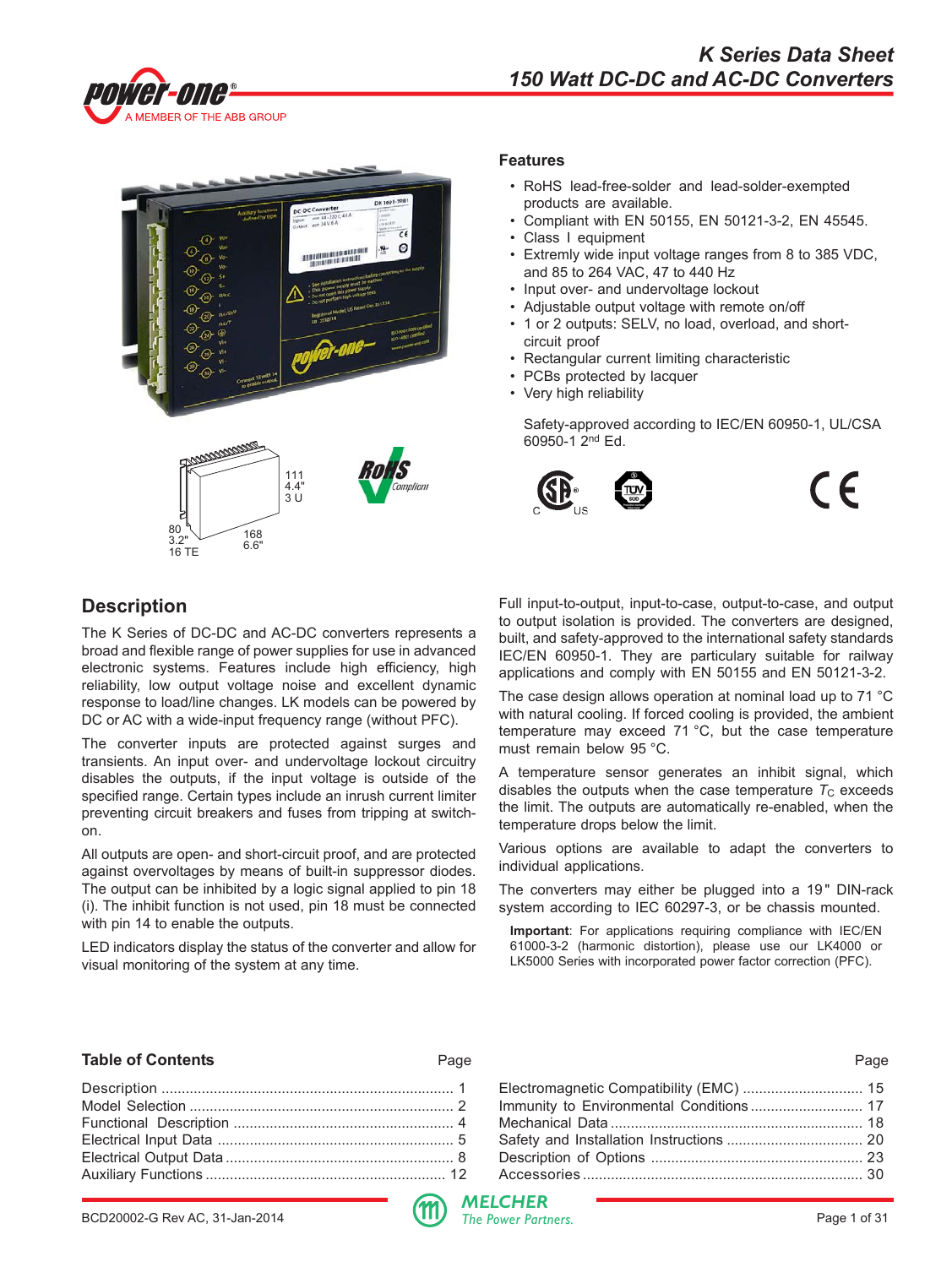# K Series Data Sheet
## 150 Watt DC-DC and AC-DC Converters

111
4.4"
3 U

80
3.2"
16 TE

168
6.6"

### Features

- RoHS lead-free-solder and lead-solder-exempted products are available.
- Compliant with EN 50155, EN 50121-3-2, EN 45545.
- Class I equipment
- Extremly wide input voltage ranges from 8 to 385 VDC, and 85 to 264 VAC, 47 to 440 Hz
- Input over- and undervoltage lockout
- Adjustable output voltage with remote on/off
- 1 or 2 outputs: SELV, no load, overload, and short-circuit proof
- Rectangular current limiting characteristic
- PCBs protected by lacquer
- Very high reliability

Safety-approved according to IEC/EN 60950-1, UL/CSA 60950-1 2nd Ed.

## Description

The K Series of DC-DC and AC-DC converters represents a broad and flexible range of power supplies for use in advanced electronic systems. Features include high efficiency, high reliability, low output voltage noise and excellent dynamic response to load/line changes. LK models can be powered by DC or AC with a wide-input frequency range (without PFC).

The converter inputs are protected against surges and transients. An input over- and undervoltage lockout circuitry disables the outputs, if the input voltage is outside of the specified range. Certain types include an inrush current limiter preventing circuit breakers and fuses from tripping at switch-on.

All outputs are open- and short-circuit proof, and are protected against overvoltages by means of built-in suppressor diodes. The output can be inhibited by a logic signal applied to pin 18 (i). The inhibit function is not used, pin 18 must be connected with pin 14 to enable the outputs.

LED indicators display the status of the converter and allow for visual monitoring of the system at any time.

Full input-to-output, input-to-case, output-to-case, and output to output isolation is provided. The converters are designed, built, and safety-approved to the international safety standards IEC/EN 60950-1. They are particulary suitable for railway applications and comply with EN 50155 and EN 50121-3-2.

The case design allows operation at nominal load up to 71 °C with natural cooling. If forced cooling is provided, the ambient temperature may exceed 71 °C, but the case temperature must remain below 95 °C.

A temperature sensor generates an inhibit signal, which disables the outputs when the case temperature $T_C$ exceeds the limit. The outputs are automatically re-enabled, when the temperature drops below the limit.

Various options are available to adapt the converters to individual applications.

The converters may either be plugged into a 19" DIN-rack system according to IEC 60297-3, or be chassis mounted.

**Important**: For applications requiring compliance with IEC/EN 61000-3-2 (harmonic distortion), please use our LK4000 or LK5000 Series with incorporated power factor correction (PFC).

### Table of Contents

| | Page |
|---|---|
| Description | 1 |
| Model Selection | 2 |
| Functional Description | 4 |
| Electrical Input Data | 5 |
| Electrical Output Data | 8 |
| Auxiliary Functions | 12 |
| Electromagnetic Compatibility (EMC) | 15 |
| Immunity to Environmental Conditions | 17 |
| Mechanical Data | 18 |
| Safety and Installation Instructions | 20 |
| Description of Options | 23 |
| Accessories | 30 |

BCD20002-G Rev AC, 31-Jan-2014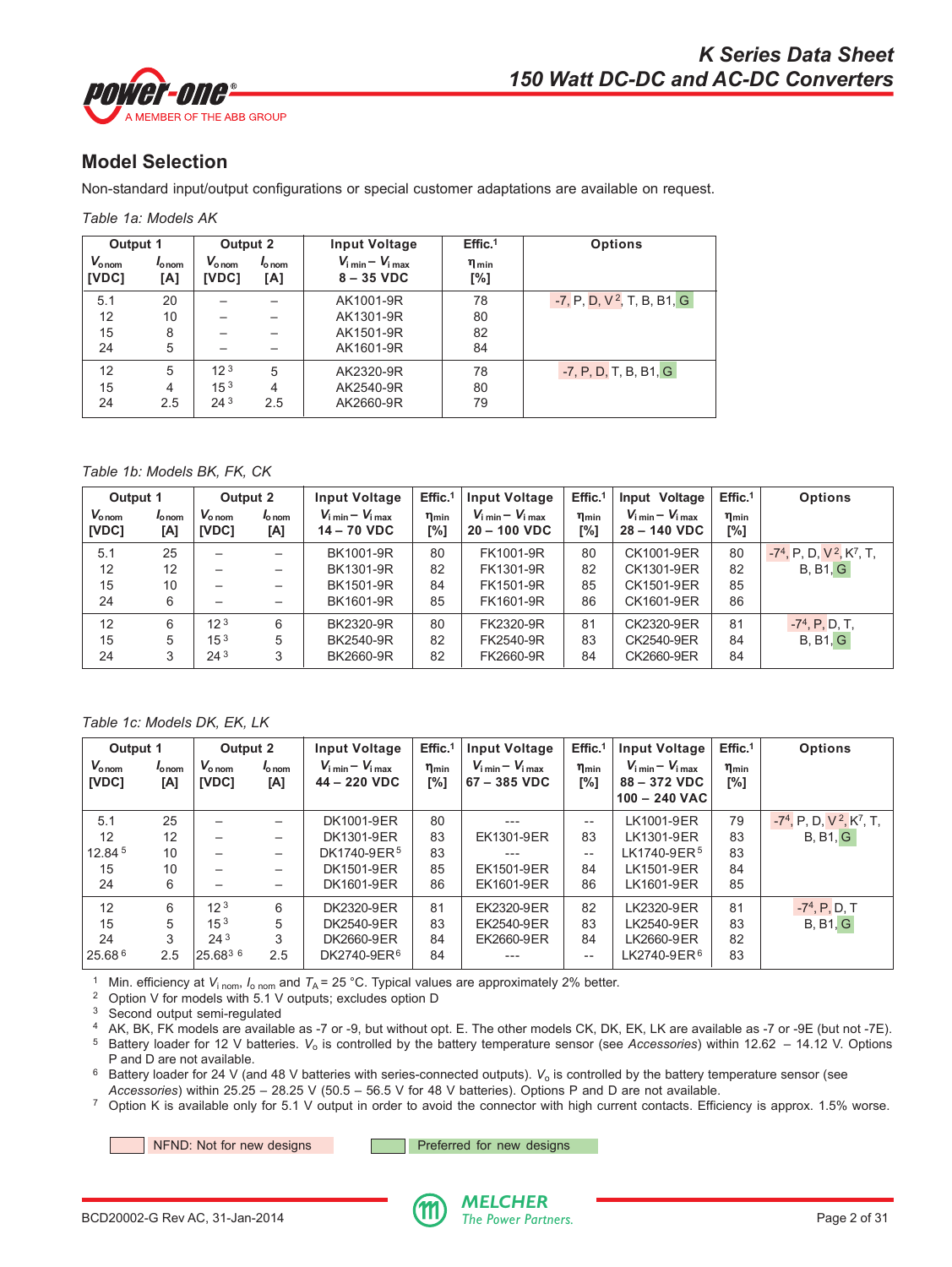## Model Selection

Non-standard input/output configurations or special customer adaptations are available on request.

*Table 1a: Models AK*

| Output 1 | | Output 2 | | Input Voltage | Effic.[1] | Options |
|---|---|---|---|---|---|---|
| $V_{o\,nom}$ [VDC] | $I_{o\,nom}$ [A] | $V_{o\,nom}$ [VDC] | $I_{o\,nom}$ [A] | $V_{i\,min} – V_{i\,max}$ 8 – 35 VDC | $\eta_{min}$ [%] | |
| 5.1 | 20 | – | – | AK1001-9R | 78 | -7, P, D, V[2], T, B, B1, G |
| 12 | 10 | – | – | AK1301-9R | 80 | |
| 15 | 8 | – | – | AK1501-9R | 82 | |
| 24 | 5 | – | – | AK1601-9R | 84 | |
| 12 | 5 | 12[3] | 5 | AK2320-9R | 78 | -7, P, D, T, B, B1, G |
| 15 | 4 | 15[3] | 4 | AK2540-9R | 80 | |
| 24 | 2.5 | 24[3] | 2.5 | AK2660-9R | 79 | |

*Table 1b: Models BK, FK, CK*

| Output 1 | | Output 2 | | Input Voltage | Effic.[1] | Input Voltage | Effic.[1] | Input Voltage | Effic.[1] | Options |
|---|---|---|---|---|---|---|---|---|---|---|
| $V_{o\,nom}$ [VDC] | $I_{o\,nom}$ [A] | $V_{o\,nom}$ [VDC] | $I_{o\,nom}$ [A] | $V_{i\,min} – V_{i\,max}$ 14 – 70 VDC | $\eta_{min}$ [%] | $V_{i\,min} – V_{i\,max}$ 20 – 100 VDC | $\eta_{min}$ [%] | $V_{i\,min} – V_{i\,max}$ 28 – 140 VDC | $\eta_{min}$ [%] | |
| 5.1 | 25 | – | – | BK1001-9R | 80 | FK1001-9R | 80 | CK1001-9ER | 80 | -7[4], P, D, V[2], K[7], T, B, B1, G |
| 12 | 12 | – | – | BK1301-9R | 82 | FK1301-9R | 82 | CK1301-9ER | 82 | |
| 15 | 10 | – | – | BK1501-9R | 84 | FK1501-9R | 85 | CK1501-9ER | 85 | |
| 24 | 6 | – | – | BK1601-9R | 85 | FK1601-9R | 86 | CK1601-9ER | 86 | |
| 12 | 6 | 12[3] | 6 | BK2320-9R | 80 | FK2320-9R | 81 | CK2320-9ER | 81 | -7[4], P, D, T, B, B1, G |
| 15 | 5 | 15[3] | 5 | BK2540-9R | 82 | FK2540-9R | 83 | CK2540-9ER | 84 | |
| 24 | 3 | 24[3] | 3 | BK2660-9R | 82 | FK2660-9R | 84 | CK2660-9ER | 84 | |

*Table 1c: Models DK, EK, LK*

| Output 1 | | Output 2 | | Input Voltage | Effic.[1] | Input Voltage | Effic.[1] | Input Voltage | Effic.[1] | Options |
|---|---|---|---|---|---|---|---|---|---|---|
| $V_{o\,nom}$ [VDC] | $I_{o\,nom}$ [A] | $V_{o\,nom}$ [VDC] | $I_{o\,nom}$ [A] | $V_{i\,min} – V_{i\,max}$ 44 – 220 VDC | $\eta_{min}$ [%] | $V_{i\,min} – V_{i\,max}$ 67 – 385 VDC | $\eta_{min}$ [%] | $V_{i\,min} – V_{i\,max}$ 88 – 372 VDC 100 – 240 VAC | $\eta_{min}$ [%] | |
| 5.1 | 25 | – | – | DK1001-9ER | 80 | --- | -- | LK1001-9ER | 79 | -7[4], P, D, V[2], K[7], T, B, B1, G |
| 12 | 12 | – | – | DK1301-9ER | 83 | EK1301-9ER | 83 | LK1301-9ER | 83 | |
| 12.84[5] | 10 | – | – | DK1740-9ER[5] | 83 | --- | -- | LK1740-9ER[5] | 83 | |
| 15 | 10 | – | – | DK1501-9ER | 85 | EK1501-9ER | 84 | LK1501-9ER | 84 | |
| 24 | 6 | – | – | DK1601-9ER | 86 | EK1601-9ER | 86 | LK1601-9ER | 85 | |
| 12 | 6 | 12[3] | 6 | DK2320-9ER | 81 | EK2320-9ER | 82 | LK2320-9ER | 81 | -7[4], P, D, T B, B1, G |
| 15 | 5 | 15[3] | 5 | DK2540-9ER | 83 | EK2540-9ER | 83 | LK2540-9ER | 83 | |
| 24 | 3 | 24[3] | 3 | DK2660-9ER | 84 | EK2660-9ER | 84 | LK2660-9ER | 82 | |
| 25.68[6] | 2.5 | 25.68[3] [6] | 2.5 | DK2740-9ER[6] | 84 | --- | -- | LK2740-9ER[6] | 83 | |

1 Min. efficiency at $V_{i\,nom}$, $I_{o\,nom}$ and $T_A$ = 25 °C. Typical values are approximately 2% better.
2 Option V for models with 5.1 V outputs; excludes option D
3 Second output semi-regulated
4 AK, BK, FK models are available as -7 or -9, but without opt. E. The other models CK, DK, EK, LK are available as -7 or -9E (but not -7E).
5 Battery loader for 12 V batteries. $V_o$ is controlled by the battery temperature sensor (see *Accessories*) within 12.62 – 14.12 V. Options P and D are not available.
6 Battery loader for 24 V (and 48 V batteries with series-connected outputs). $V_o$ is controlled by the battery temperature sensor (see *Accessories*) within 25.25 – 28.25 V (50.5 – 56.5 V for 48 V batteries). Options P and D are not available.
7 Option K is available only for 5.1 V output in order to avoid the connector with high current contacts. Efficiency is approx. 1.5% worse.

NFND: Not for new designs — Preferred for new designs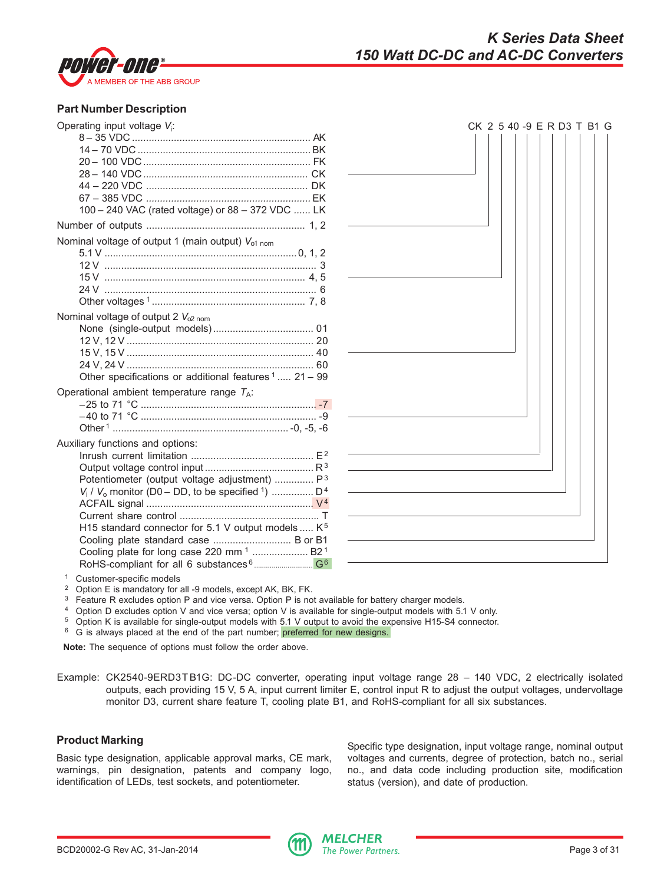## Part Number Description

CK 2 5 40 -9 E R D3 T B1 G

Operating input voltage $V_i$:

- 8 – 35 VDC ... AK
- 14 – 70 VDC ... BK
- 20 – 100 VDC ... FK
- 28 – 140 VDC ... CK
- 44 – 220 VDC ... DK
- 67 – 385 VDC ... EK
- 100 – 240 VAC (rated voltage) or 88 – 372 VDC ... LK

Number of outputs ... 1, 2

Nominal voltage of output 1 (main output) $V_{o1\ nom}$

- 5.1 V ... 0, 1, 2
- 12 V ... 3
- 15 V ... 4, 5
- 24 V ... 6
- Other voltages [1] ... 7, 8

Nominal voltage of output 2 $V_{o2\ nom}$

- None (single-output models) ... 01
- 12 V, 12 V ... 20
- 15 V, 15 V ... 40
- 24 V, 24 V ... 60
- Other specifications or additional features [1] ... 21 – 99

Operational ambient temperature range $T_A$:

- –25 to 71 °C ... -7
- –40 to 71 °C ... -9
- Other [1] ... -0, -5, -6

Auxiliary functions and options:

- Inrush current limitation ... E [2]
- Output voltage control input ... R [3]
- Potentiometer (output voltage adjustment) ... P [3]
- $V_i$ / $V_o$ monitor (D0 – DD, to be specified [1]) ... D [4]
- ACFAIL signal ... V [4]
- Current share control ... T
- H15 standard connector for 5.1 V output models ... K [5]
- Cooling plate standard case ... B or B1
- Cooling plate for long case 220 mm [1] ... B2 [1]
- RoHS-compliant for all 6 substances [6] ... G [6]

[1] Customer-specific models
[2] Option E is mandatory for all -9 models, except AK, BK, FK.
[3] Feature R excludes option P and vice versa. Option P is not available for battery charger models.
[4] Option D excludes option V and vice versa; option V is available for single-output models with 5.1 V only.
[5] Option K is available for single-output models with 5.1 V output to avoid the expensive H15-S4 connector.
[6] G is always placed at the end of the part number; preferred for new designs.

**Note:** The sequence of options must follow the order above.

Example: CK2540-9ERD3TB1G: DC-DC converter, operating input voltage range 28 – 140 VDC, 2 electrically isolated outputs, each providing 15 V, 5 A, input current limiter E, control input R to adjust the output voltages, undervoltage monitor D3, current share feature T, cooling plate B1, and RoHS-compliant for all six substances.

## Product Marking

Basic type designation, applicable approval marks, CE mark, warnings, pin designation, patents and company logo, identification of LEDs, test sockets, and potentiometer.

Specific type designation, input voltage range, nominal output voltages and currents, degree of protection, batch no., serial no., and data code including production site, modification status (version), and date of production.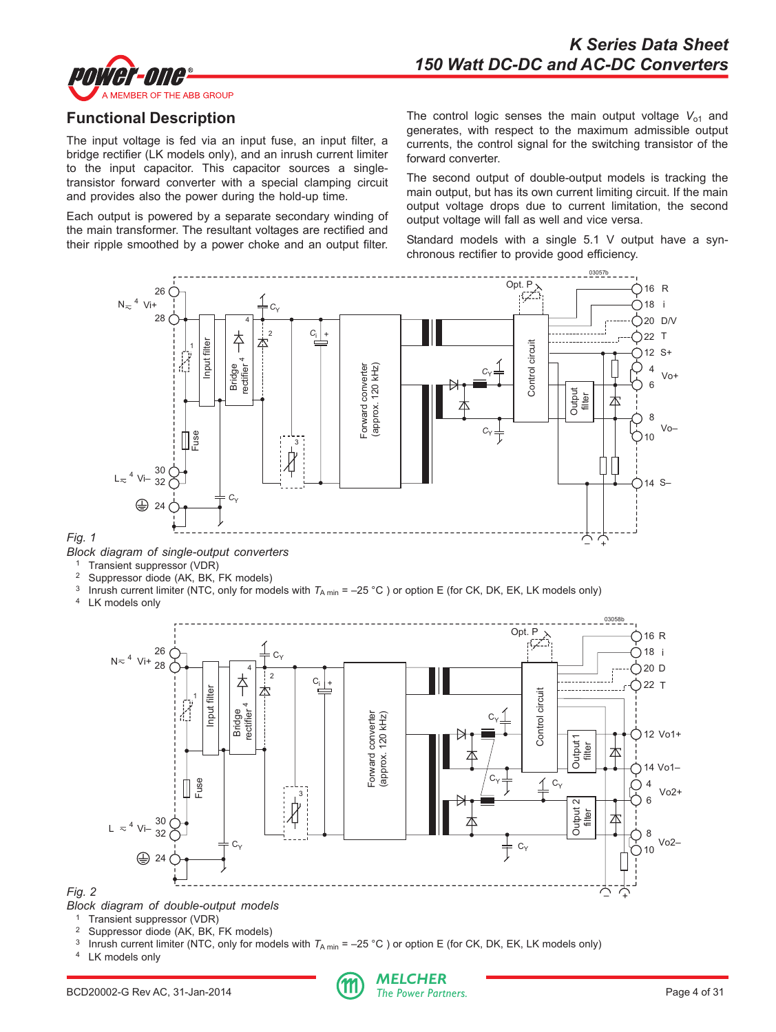## Functional Description

The input voltage is fed via an input fuse, an input filter, a bridge rectifier (LK models only), and an inrush current limiter to the input capacitor. This capacitor sources a single-transistor forward converter with a special clamping circuit and provides also the power during the hold-up time.

Each output is powered by a separate secondary winding of the main transformer. The resultant voltages are rectified and their ripple smoothed by a power choke and an output filter.

The control logic senses the main output voltage $V_{o1}$ and generates, with respect to the maximum admissible output currents, the control signal for the switching transistor of the forward converter.

The second output of double-output models is tracking the main output, but has its own current limiting circuit. If the main output voltage drops due to current limitation, the second output voltage will fall as well and vice versa.

Standard models with a single 5.1 V output have a synchronous rectifier to provide good efficiency.

*Fig. 1*
*Block diagram of single-output converters*

[1] Transient suppressor (VDR)
[2] Suppressor diode (AK, BK, FK models)
[3] Inrush current limiter (NTC, only for models with $T_{A\,min}$ = –25 °C ) or option E (for CK, DK, EK, LK models only)
[4] LK models only

*Fig. 2*
*Block diagram of double-output models*

[1] Transient suppressor (VDR)
[2] Suppressor diode (AK, BK, FK models)
[3] Inrush current limiter (NTC, only for models with $T_{A\,min}$ = –25 °C ) or option E (for CK, DK, EK, LK models only)
[4] LK models only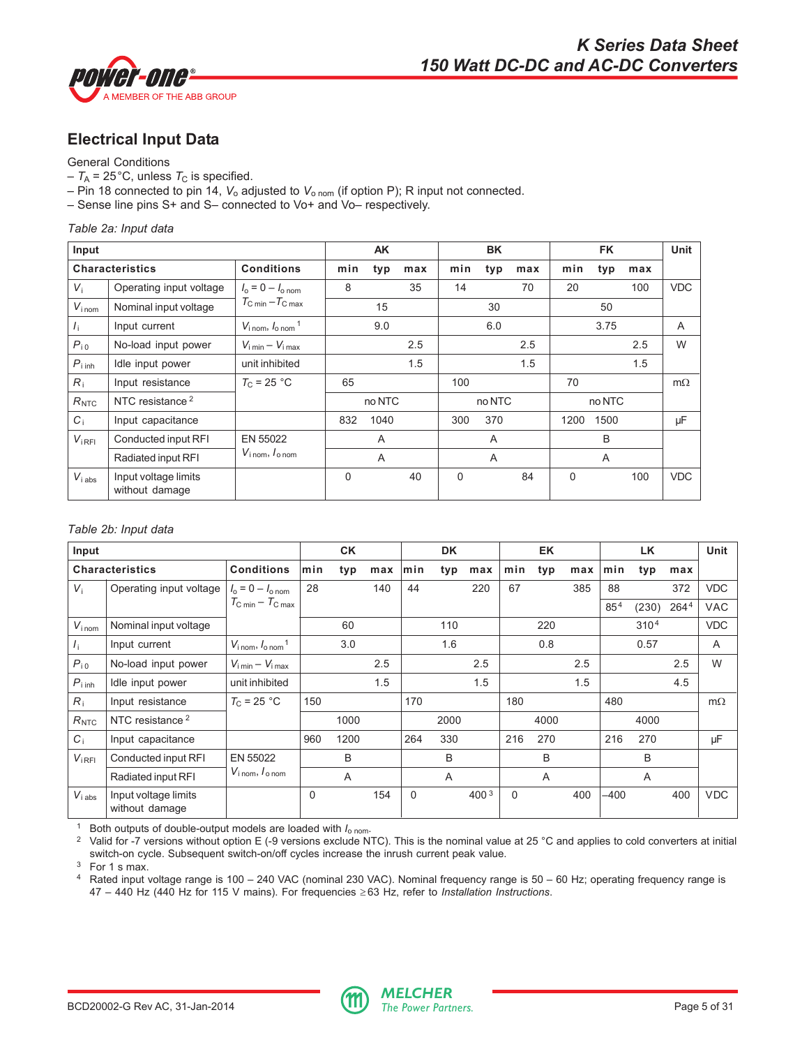## Electrical Input Data

General Conditions

- $T_A$ = 25°C, unless $T_C$ is specified.
- Pin 18 connected to pin 14, $V_o$ adjusted to $V_{o\,nom}$ (if option P); R input not connected.
- Sense line pins S+ and S– connected to Vo+ and Vo– respectively.

*Table 2a: Input data*

| Input | | | AK | | | BK | | | FK | | | Unit |
|---|---|---|---|---|---|---|---|---|---|---|---|---|
| **Characteristics** | | **Conditions** | **min** | **typ** | **max** | **min** | **typ** | **max** | **min** | **typ** | **max** | |
| $V_i$ | Operating input voltage | $I_o = 0 - I_{o\,nom}$ $T_{C\,min} - T_{C\,max}$ | 8 | | 35 | 14 | | 70 | 20 | | 100 | VDC |
| $V_{i\,nom}$ | Nominal input voltage | | | 15 | | | 30 | | | 50 | | |
| $I_i$ | Input current | $V_{i\,nom}$, $I_{o\,nom}$ [1] | | 9.0 | | | 6.0 | | | 3.75 | | A |
| $P_{i\,0}$ | No-load input power | $V_{i\,min} - V_{i\,max}$ | | | 2.5 | | | 2.5 | | | 2.5 | W |
| $P_{i\,inh}$ | Idle input power | unit inhibited | | | 1.5 | | | 1.5 | | | 1.5 | |
| $R_i$ | Input resistance | $T_C$ = 25 °C | 65 | | | 100 | | | 70 | | | mΩ |
| $R_{NTC}$ | NTC resistance [2] | | | no NTC | | | no NTC | | | no NTC | | |
| $C_i$ | Input capacitance | | 832 | 1040 | | 300 | 370 | | 1200 | 1500 | | µF |
| $V_{i\,RFI}$ | Conducted input RFI | EN 55022 $V_{i\,nom}$, $I_{o\,nom}$ | | A | | | A | | | B | | |
| | Radiated input RFI | | | A | | | A | | | A | | |
| $V_{i\,abs}$ | Input voltage limits without damage | | 0 | | 40 | 0 | | 84 | 0 | | 100 | VDC |

*Table 2b: Input data*

| Input | | | CK | | | DK | | | EK | | | LK | | | Unit |
|---|---|---|---|---|---|---|---|---|---|---|---|---|---|---|---|
| **Characteristics** | | **Conditions** | **min** | **typ** | **max** | **min** | **typ** | **max** | **min** | **typ** | **max** | **min** | **typ** | **max** | |
| $V_i$ | Operating input voltage | $I_o = 0 - I_{o\,nom}$ $T_{C\,min} - T_{C\,max}$ | 28 | | 140 | 44 | | 220 | 67 | | 385 | 88 | | 372 | VDC |
| | | | | | | | | | | | | 85[4] | (230) | 264[4] | VAC |
| $V_{i\,nom}$ | Nominal input voltage | | | 60 | | | 110 | | | 220 | | | 310[4] | | VDC |
| $I_i$ | Input current | $V_{i\,nom}$, $I_{o\,nom}$ [1] | | 3.0 | | | 1.6 | | | 0.8 | | | 0.57 | | A |
| $P_{i\,0}$ | No-load input power | $V_{i\,min} - V_{i\,max}$ | | | 2.5 | | | 2.5 | | | 2.5 | | | 2.5 | W |
| $P_{i\,inh}$ | Idle input power | unit inhibited | | | 1.5 | | | 1.5 | | | 1.5 | | | 4.5 | |
| $R_i$ | Input resistance | $T_C$ = 25 °C | 150 | | | 170 | | | 180 | | | 480 | | | mΩ |
| $R_{NTC}$ | NTC resistance [2] | | | 1000 | | | 2000 | | | 4000 | | | 4000 | | |
| $C_i$ | Input capacitance | | 960 | 1200 | | 264 | 330 | | 216 | 270 | | 216 | 270 | | µF |
| $V_{i\,RFI}$ | Conducted input RFI | EN 55022 $V_{i\,nom}$, $I_{o\,nom}$ | | B | | | B | | | B | | | B | | |
| | Radiated input RFI | | | A | | | A | | | A | | | A | | |
| $V_{i\,abs}$ | Input voltage limits without damage | | 0 | | 154 | 0 | | 400[3] | 0 | | 400 | –400 | | 400 | VDC |

[1] Both outputs of double-output models are loaded with $I_{o\,nom}$.

[2] Valid for -7 versions without option E (-9 versions exclude NTC). This is the nominal value at 25 °C and applies to cold converters at initial switch-on cycle. Subsequent switch-on/off cycles increase the inrush current peak value.

[3] For 1 s max.

[4] Rated input voltage range is 100 – 240 VAC (nominal 230 VAC). Nominal frequency range is 50 – 60 Hz; operating frequency range is 47 – 440 Hz (440 Hz for 115 V mains). For frequencies ≥63 Hz, refer to *Installation Instructions*.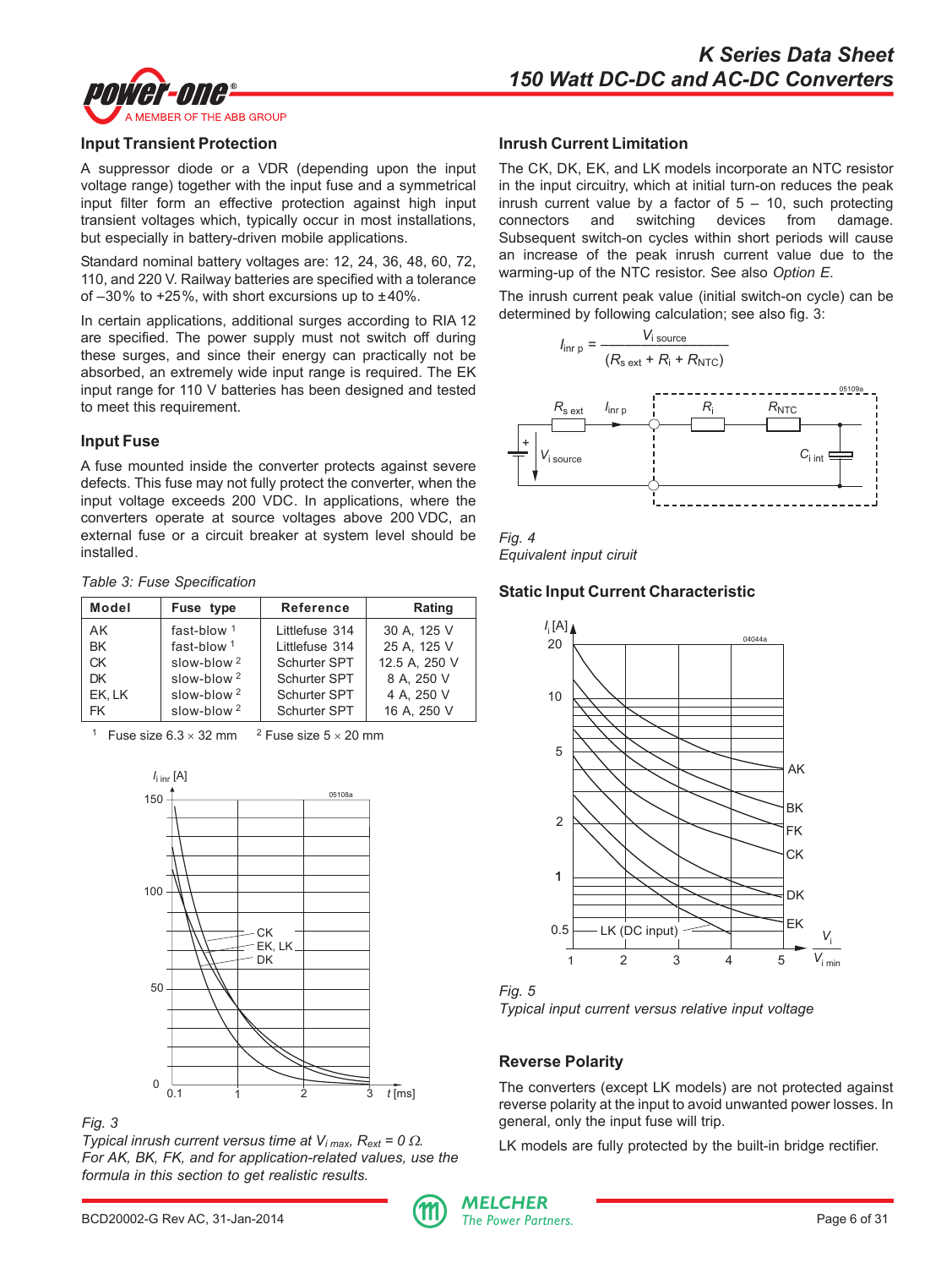## Input Transient Protection

A suppressor diode or a VDR (depending upon the input voltage range) together with the input fuse and a symmetrical input filter form an effective protection against high input transient voltages which, typically occur in most installations, but especially in battery-driven mobile applications.

Standard nominal battery voltages are: 12, 24, 36, 48, 60, 72, 110, and 220 V. Railway batteries are specified with a tolerance of –30% to +25%, with short excursions up to ±40%.

In certain applications, additional surges according to RIA 12 are specified. The power supply must not switch off during these surges, and since their energy can practically not be absorbed, an extremely wide input range is required. The EK input range for 110 V batteries has been designed and tested to meet this requirement.

## Input Fuse

A fuse mounted inside the converter protects against severe defects. This fuse may not fully protect the converter, when the input voltage exceeds 200 VDC. In applications, where the converters operate at source voltages above 200 VDC, an external fuse or a circuit breaker at system level should be installed.

*Table 3: Fuse Specification*

| Model | Fuse type | Reference | Rating |
|---|---|---|---|
| AK | fast-blow [1] | Littlefuse 314 | 30 A, 125 V |
| BK | fast-blow [1] | Littlefuse 314 | 25 A, 125 V |
| CK | slow-blow [2] | Schurter SPT | 12.5 A, 250 V |
| DK | slow-blow [2] | Schurter SPT | 8 A, 250 V |
| EK, LK | slow-blow [2] | Schurter SPT | 4 A, 250 V |
| FK | slow-blow [2] | Schurter SPT | 16 A, 250 V |

[1] Fuse size 6.3 × 32 mm [2] Fuse size 5 × 20 mm

*Fig. 3*
*Typical inrush current versus time at $V_{i\,max}$, $R_{ext}$ = 0 Ω. For AK, BK, FK, and for application-related values, use the formula in this section to get realistic results.*

## Inrush Current Limitation

The CK, DK, EK, and LK models incorporate an NTC resistor in the input circuitry, which at initial turn-on reduces the peak inrush current value by a factor of 5 – 10, such protecting connectors and switching devices from damage. Subsequent switch-on cycles within short periods will cause an increase of the peak inrush current value due to the warming-up of the NTC resistor. See also *Option E*.

The inrush current peak value (initial switch-on cycle) can be determined by following calculation; see also fig. 3:

$$I_{inr\,p} = \frac{V_{i\,source}}{(R_{s\,ext} + R_i + R_{NTC})}$$

*Fig. 4*
*Equivalent input ciruit*

## Static Input Current Characteristic

*Fig. 5*
*Typical input current versus relative input voltage*

## Reverse Polarity

The converters (except LK models) are not protected against reverse polarity at the input to avoid unwanted power losses. In general, only the input fuse will trip.

LK models are fully protected by the built-in bridge rectifier.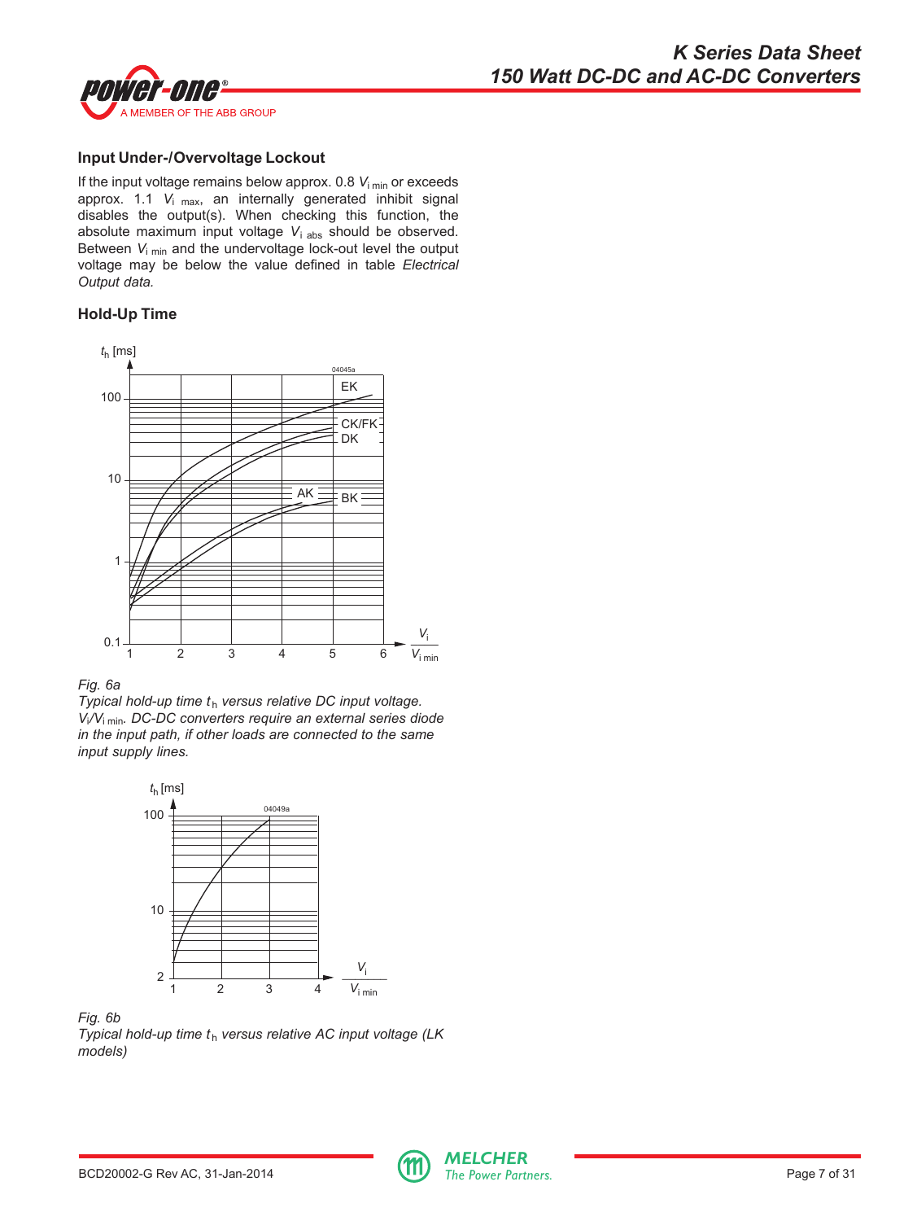### Input Under-/Overvoltage Lockout

If the input voltage remains below approx. 0.8 $V_{i\,min}$ or exceeds approx. 1.1 $V_{i\,max}$, an internally generated inhibit signal disables the output(s). When checking this function, the absolute maximum input voltage $V_{i\,abs}$ should be observed. Between $V_{i\,min}$ and the undervoltage lock-out level the output voltage may be below the value defined in table *Electrical Output data.*

### Hold-Up Time

*Fig. 6a*
*Typical hold-up time $t_h$ versus relative DC input voltage. $V_i/V_{i\,min}$. DC-DC converters require an external series diode in the input path, if other loads are connected to the same input supply lines.*

*Fig. 6b*
*Typical hold-up time $t_h$ versus relative AC input voltage (LK models)*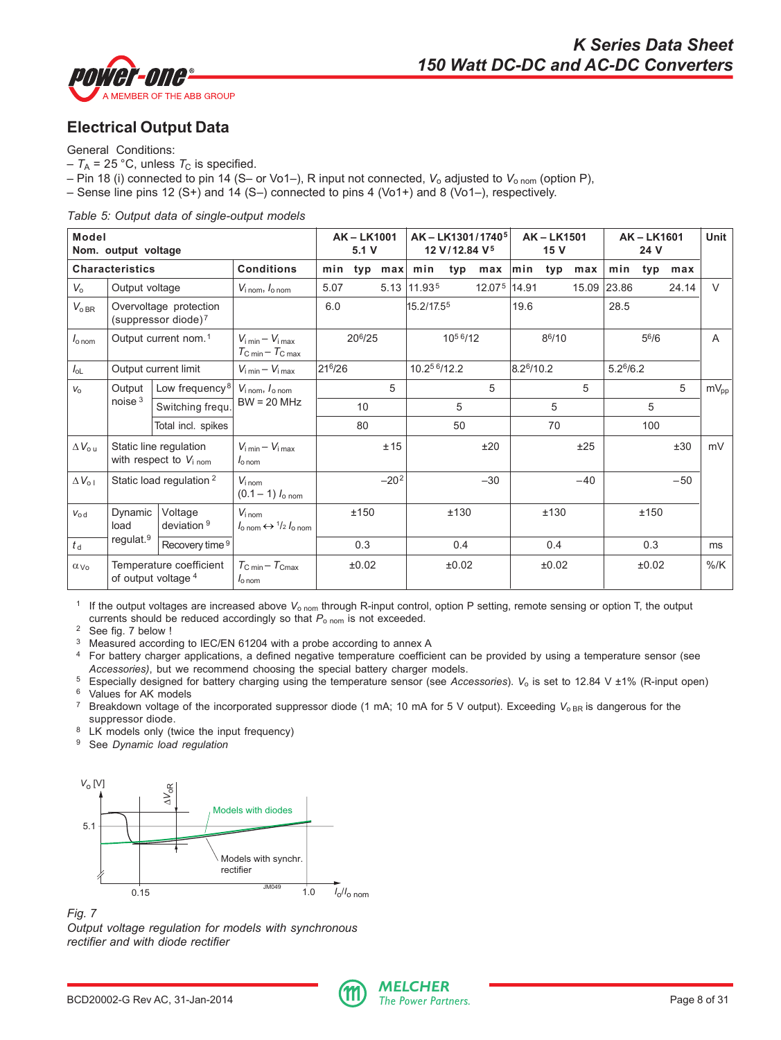## Electrical Output Data

General Conditions:

– $T_A$ = 25 °C, unless $T_C$ is specified.
– Pin 18 (i) connected to pin 14 (S– or Vo1–), R input not connected, $V_o$ adjusted to $V_{o\,nom}$ (option P),
– Sense line pins 12 (S+) and 14 (S–) connected to pins 4 (Vo1+) and 8 (Vo1–), respectively.

*Table 5: Output data of single-output models*

| Model Nom. output voltage | | | | AK – LK1001 5.1 V | | | AK – LK1301/1740[5] 12 V/12.84 V[5] | | | AK – LK1501 15 V | | | AK – LK1601 24 V | | | Unit |
|---|---|---|---|---|---|---|---|---|---|---|---|---|---|---|---|---|
| **Characteristics** | | | **Conditions** | min | typ | max | min | typ | max | min | typ | max | min | typ | max | |
| $V_o$ | Output voltage | | $V_{i\,nom}$, $I_{o\,nom}$ | 5.07 | | 5.13 | 11.93[5] | | 12.07[5] | 14.91 | | 15.09 | 23.86 | | 24.14 | V |
| $V_{o\,BR}$ | Overvoltage protection (suppressor diode)[7] | | | 6.0 | | | 15.2/17.5[5] | | | 19.6 | | | 28.5 | | | |
| $I_{o\,nom}$ | Output current nom.[1] | | $V_{i\,min}$ – $V_{i\,max}$ $T_{C\,min}$ – $T_{C\,max}$ | | 20[6]/25 | | | 10[5 6]/12 | | | 8[6]/10 | | | 5[6]/6 | | A |
| $I_{oL}$ | Output current limit | | $V_{i\,min}$ – $V_{i\,max}$ | 21[6]/26 | | | 10.2[5 6]/12.2 | | | 8.2[6]/10.2 | | | 5.2[6]/6.2 | | | |
| $v_o$ | Output noise[3] | Low frequency[8] | $V_{i\,nom}$, $I_{o\,nom}$ BW = 20 MHz | | | 5 | | | 5 | | | 5 | | | 5 | $mV_{pp}$ |
| | | Switching frequ. | | | 10 | | | 5 | | | 5 | | | 5 | | |
| | | Total incl. spikes | | | 80 | | | 50 | | | 70 | | | 100 | | |
| $\Delta V_{o\,u}$ | Static line regulation with respect to $V_{i\,nom}$ | | $V_{i\,min}$ – $V_{i\,max}$ $I_{o\,nom}$ | | | ±15 | | | ±20 | | | ±25 | | | ±30 | mV |
| $\Delta V_{o\,l}$ | Static load regulation[2] | | $V_{i\,nom}$ (0.1 – 1) $I_{o\,nom}$ | | | –20[2] | | | –30 | | | –40 | | | –50 | |
| $v_{o\,d}$ | Dynamic load regulat.[9] | Voltage deviation[9] | $V_{i\,nom}$ $I_{o\,nom}$ ↔ $^1/_2$ $I_{o\,nom}$ | | ±150 | | | ±130 | | | ±130 | | | ±150 | | |
| $t_d$ | | Recovery time[9] | | | 0.3 | | | 0.4 | | | 0.4 | | | 0.3 | | ms |
| $\alpha_{Vo}$ | Temperature coefficient of output voltage[4] | | $T_{C\,min}$ – $T_{C\,max}$ $I_{o\,nom}$ | | ±0.02 | | | ±0.02 | | | ±0.02 | | | ±0.02 | | %/K |

1. If the output voltages are increased above $V_{o\,nom}$ through R-input control, option P setting, remote sensing or option T, the output currents should be reduced accordingly so that $P_{o\,nom}$ is not exceeded.
2. See fig. 7 below !
3. Measured according to IEC/EN 61204 with a probe according to annex A
4. For battery charger applications, a defined negative temperature coefficient can be provided by using a temperature sensor (see *Accessories)*, but we recommend choosing the special battery charger models.
5. Especially designed for battery charging using the temperature sensor (see *Accessories*). $V_o$ is set to 12.84 V ±1% (R-input open)
6. Values for AK models
7. Breakdown voltage of the incorporated suppressor diode (1 mA; 10 mA for 5 V output). Exceeding $V_{o\,BR}$ is dangerous for the suppressor diode.
8. LK models only (twice the input frequency)
9. See *Dynamic load regulation*

*Fig. 7*
*Output voltage regulation for models with synchronous rectifier and with diode rectifier*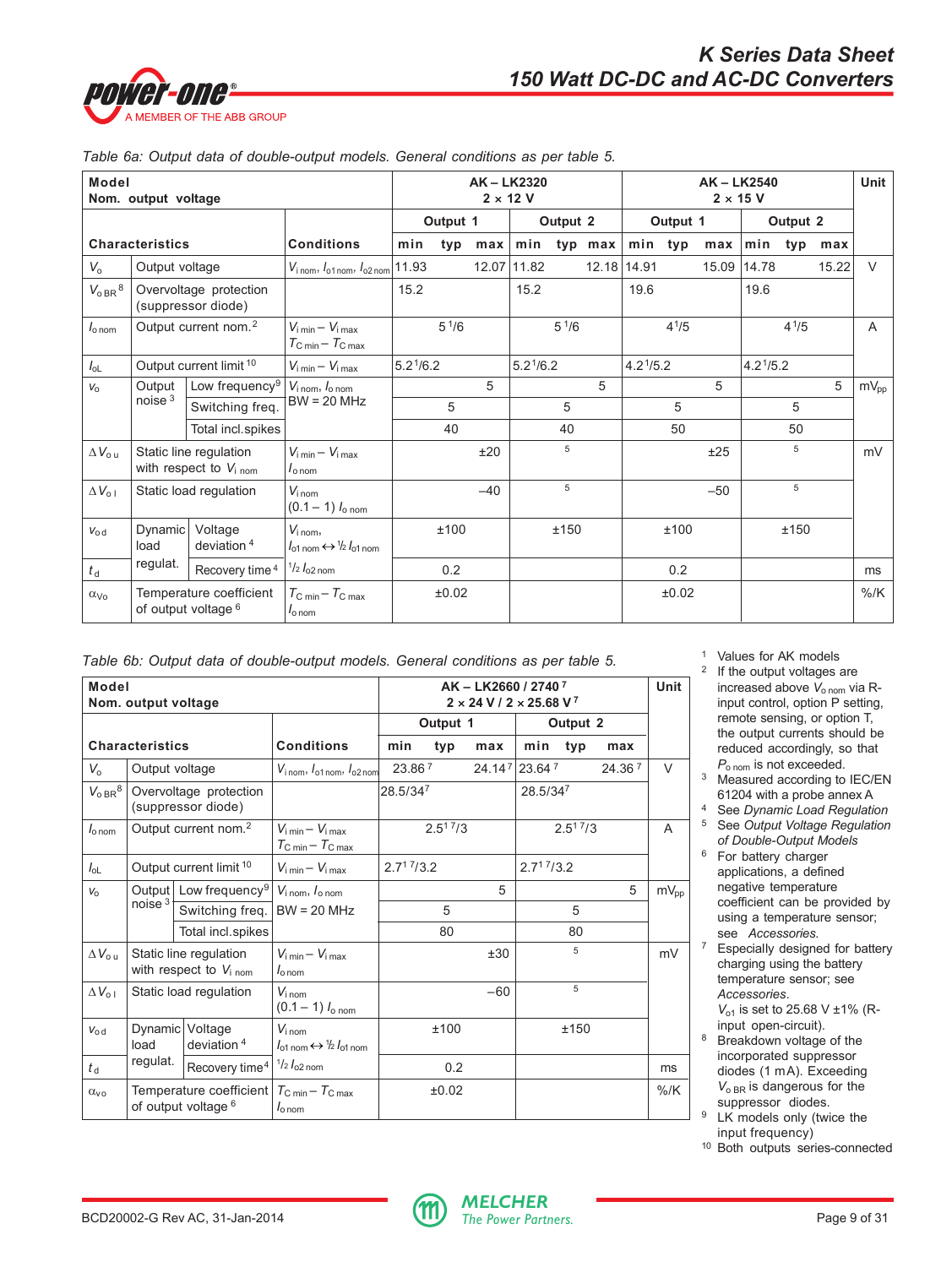Table 6a: Output data of double-output models. General conditions as per table 5.

| Model<br>Nom. output voltage | | | AK – LK2320<br>2 × 12 V | | | | | | AK – LK2540<br>2 × 15 V | | | | | | Unit |
|---|---|---|---|---|---|---|---|---|---|---|---|---|---|---|---|
| | | | Output 1 | | | Output 2 | | | Output 1 | | | Output 2 | | | |
| Characteristics | | Conditions | min | typ | max | min | typ | max | min | typ | max | min | typ | max | |
| $V_o$ | Output voltage | $V_{i\,nom}$, $I_{o1\,nom}$, $I_{o2\,nom}$ | 11.93 | | 12.07 | 11.82 | | 12.18 | 14.91 | | 15.09 | 14.78 | | 15.22 | V |
| $V_{o\,BR}$ [8] | Overvoltage protection (suppressor diode) | | 15.2 | | | 15.2 | | | 19.6 | | | 19.6 | | | |
| $I_{o\,nom}$ | Output current nom.[2] | $V_{i\,min}$ – $V_{i\,max}$<br>$T_{C\,min}$ – $T_{C\,max}$ | | 5 1/6 | | | 5 1/6 | | | 4 1/5 | | | 4 1/5 | | A |
| $I_{oL}$ | Output current limit [10] | $V_{i\,min}$ – $V_{i\,max}$ | 5.2 1/6.2 | | | 5.2 1/6.2 | | | 4.2 1/5.2 | | | 4.2 1/5.2 | | | |
| $v_o$ | Output noise [3] – Low frequency[9] | $V_{i\,nom}$, $I_{o\,nom}$ | | | 5 | | | 5 | | | 5 | | | 5 | $mV_{pp}$ |
| | Output noise [3] – Switching freq. | BW = 20 MHz | | 5 | | | 5 | | | 5 | | | 5 | | |
| | Output noise [3] – Total incl.spikes | | | 40 | | | 40 | | | 50 | | | 50 | | |
| $\Delta V_{o\,u}$ | Static line regulation with respect to $V_{i\,nom}$ | $V_{i\,min}$ – $V_{i\,max}$<br>$I_{o\,nom}$ | | | ±20 | | 5 | | | | ±25 | | 5 | | mV |
| $\Delta V_{o\,l}$ | Static load regulation | $V_{i\,nom}$<br>(0.1 – 1) $I_{o\,nom}$ | | | –40 | | 5 | | | | –50 | | 5 | | |
| $v_{o\,d}$ | Dynamic load regulat. – Voltage deviation [4] | $V_{i\,nom}$,<br>$I_{o1\,nom}$ ↔ ½ $I_{o1\,nom}$ | | ±100 | | | ±150 | | | ±100 | | | ±150 | | |
| $t_d$ | Dynamic load regulat. – Recovery time [4] | ½ $I_{o2\,nom}$ | | 0.2 | | | | | | 0.2 | | | | | ms |
| $\alpha_{Vo}$ | Temperature coefficient of output voltage [6] | $T_{C\,min}$ – $T_{C\,max}$<br>$I_{o\,nom}$ | | ±0.02 | | | | | | ±0.02 | | | | | %/K |

Table 6b: Output data of double-output models. General conditions as per table 5.

| Model<br>Nom. output voltage | | | AK – LK2660 / 2740 [7]<br>2 × 24 V / 2 × 25.68 V [7] | | | | | | Unit |
|---|---|---|---|---|---|---|---|---|---|
| | | | Output 1 | | | Output 2 | | | |
| Characteristics | | Conditions | min | typ | max | min | typ | max | |
| $V_o$ | Output voltage | $V_{i\,nom}$, $I_{o1\,nom}$, $I_{o2\,nom}$ | 23.86 [7] | | 24.14 [7] | 23.64 [7] | | 24.36 [7] | V |
| $V_{o\,BR}$ [8] | Overvoltage protection (suppressor diode) | | 28.5/34 [7] | | | 28.5/34 [7] | | | |
| $I_{o\,nom}$ | Output current nom.[2] | $V_{i\,min}$ – $V_{i\,max}$<br>$T_{C\,min}$ – $T_{C\,max}$ | | 2.5 1 7/3 | | | 2.5 1 7/3 | | A |
| $I_{oL}$ | Output current limit [10] | $V_{i\,min}$ – $V_{i\,max}$ | 2.7 1 7/3.2 | | | 2.7 1 7/3.2 | | | |
| $v_o$ | Output noise [3] – Low frequency[9] | $V_{i\,nom}$, $I_{o\,nom}$ | | | 5 | | | 5 | $mV_{pp}$ |
| | Output noise [3] – Switching freq. | BW = 20 MHz | | 5 | | | 5 | | |
| | Output noise [3] – Total incl.spikes | | | 80 | | | 80 | | |
| $\Delta V_{o\,u}$ | Static line regulation with respect to $V_{i\,nom}$ | $V_{i\,min}$ – $V_{i\,max}$<br>$I_{o\,nom}$ | | | ±30 | | 5 | | mV |
| $\Delta V_{o\,l}$ | Static load regulation | $V_{i\,nom}$<br>(0.1 – 1) $I_{o\,nom}$ | | | –60 | | 5 | | |
| $v_{o\,d}$ | Dynamic load regulat. – Voltage deviation [4] | $V_{i\,nom}$<br>$I_{o1\,nom}$ ↔ ½ $I_{o1\,nom}$ | | ±100 | | | ±150 | | |
| $t_d$ | Dynamic load regulat. – Recovery time [4] | ½ $I_{o2\,nom}$ | | 0.2 | | | | | ms |
| $\alpha_{Vo}$ | Temperature coefficient of output voltage [6] | $T_{C\,min}$ – $T_{C\,max}$<br>$I_{o\,nom}$ | | ±0.02 | | | | | %/K |

1. Values for AK models
2. If the output voltages are increased above $V_{o\,nom}$ via R-input control, option P setting, remote sensing, or option T, the output currents should be reduced accordingly, so that $P_{o\,nom}$ is not exceeded.
3. Measured according to IEC/EN 61204 with a probe annex A
4. See *Dynamic Load Regulation*
5. See *Output Voltage Regulation of Double-Output Models*
6. For battery charger applications, a defined negative temperature coefficient can be provided by using a temperature sensor; see *Accessories.*
7. Especially designed for battery charging using the battery temperature sensor; see *Accessories*.
   $V_{o1}$ is set to 25.68 V ±1% (R-input open-circuit).
8. Breakdown voltage of the incorporated suppressor diodes (1 mA). Exceeding $V_{o\,BR}$ is dangerous for the suppressor diodes.
9. LK models only (twice the input frequency)
10. Both outputs series-connected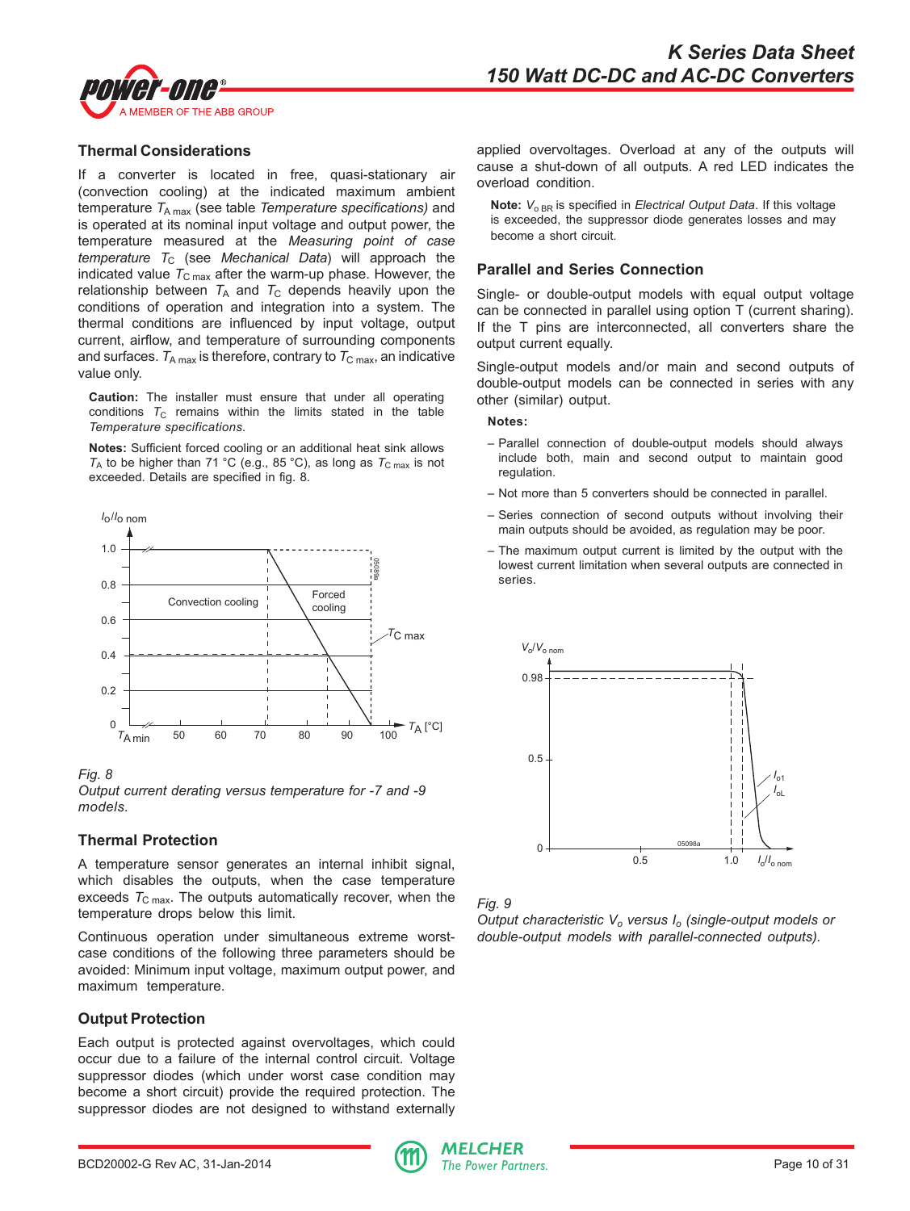## Thermal Considerations

If a converter is located in free, quasi-stationary air (convection cooling) at the indicated maximum ambient temperature $T_{A\ max}$ (see table *Temperature specifications)* and is operated at its nominal input voltage and output power, the temperature measured at the *Measuring point of case temperature* $T_C$ (see *Mechanical Data*) will approach the indicated value $T_{C\ max}$ after the warm-up phase. However, the relationship between $T_A$ and $T_C$ depends heavily upon the conditions of operation and integration into a system. The thermal conditions are influenced by input voltage, output current, airflow, and temperature of surrounding components and surfaces. $T_{A\ max}$ is therefore, contrary to $T_{C\ max}$, an indicative value only.

**Caution:** The installer must ensure that under all operating conditions $T_C$ remains within the limits stated in the table *Temperature specifications.*

**Notes:** Sufficient forced cooling or an additional heat sink allows $T_A$ to be higher than 71 °C (e.g., 85 °C), as long as $T_{C\ max}$ is not exceeded. Details are specified in fig. 8.

*Fig. 8*
*Output current derating versus temperature for -7 and -9 models.*

## Thermal Protection

A temperature sensor generates an internal inhibit signal, which disables the outputs, when the case temperature exceeds $T_{C\ max}$. The outputs automatically recover, when the temperature drops below this limit.

Continuous operation under simultaneous extreme worst-case conditions of the following three parameters should be avoided: Minimum input voltage, maximum output power, and maximum temperature.

## Output Protection

Each output is protected against overvoltages, which could occur due to a failure of the internal control circuit. Voltage suppressor diodes (which under worst case condition may become a short circuit) provide the required protection. The suppressor diodes are not designed to withstand externally applied overvoltages. Overload at any of the outputs will cause a shut-down of all outputs. A red LED indicates the overload condition.

**Note:** $V_{o\ BR}$ is specified in *Electrical Output Data*. If this voltage is exceeded, the suppressor diode generates losses and may become a short circuit.

## Parallel and Series Connection

Single- or double-output models with equal output voltage can be connected in parallel using option T (current sharing). If the T pins are interconnected, all converters share the output current equally.

Single-output models and/or main and second outputs of double-output models can be connected in series with any other (similar) output.

**Notes:**

- Parallel connection of double-output models should always include both, main and second output to maintain good regulation.
- Not more than 5 converters should be connected in parallel.
- Series connection of second outputs without involving their main outputs should be avoided, as regulation may be poor.
- The maximum output current is limited by the output with the lowest current limitation when several outputs are connected in series.

*Fig. 9*
*Output characteristic $V_o$ versus $I_o$ (single-output models or double-output models with parallel-connected outputs).*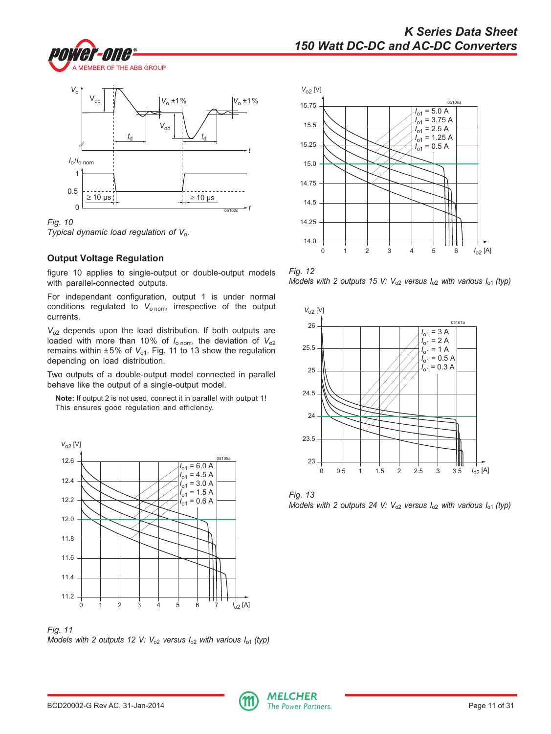*Fig. 10*
*Typical dynamic load regulation of $V_o$.*

## Output Voltage Regulation

figure 10 applies to single-output or double-output models with parallel-connected outputs.

For independant configuration, output 1 is under normal conditions regulated to $V_{o\,nom}$, irrespective of the output currents.

$V_{o2}$ depends upon the load distribution. If both outputs are loaded with more than 10% of $I_{o\,nom}$, the deviation of $V_{o2}$ remains within ±5% of $V_{o1}$. Fig. 11 to 13 show the regulation depending on load distribution.

Two outputs of a double-output model connected in parallel behave like the output of a single-output model.

**Note:** If output 2 is not used, connect it in parallel with output 1! This ensures good regulation and efficiency.

*Fig. 11*
*Models with 2 outputs 12 V: $V_{o2}$ versus $I_{o2}$ with various $I_{o1}$ (typ)*

*Fig. 12*
*Models with 2 outputs 15 V: $V_{o2}$ versus $I_{o2}$ with various $I_{o1}$ (typ)*

*Fig. 13*
*Models with 2 outputs 24 V: $V_{o2}$ versus $I_{o2}$ with various $I_{o1}$ (typ)*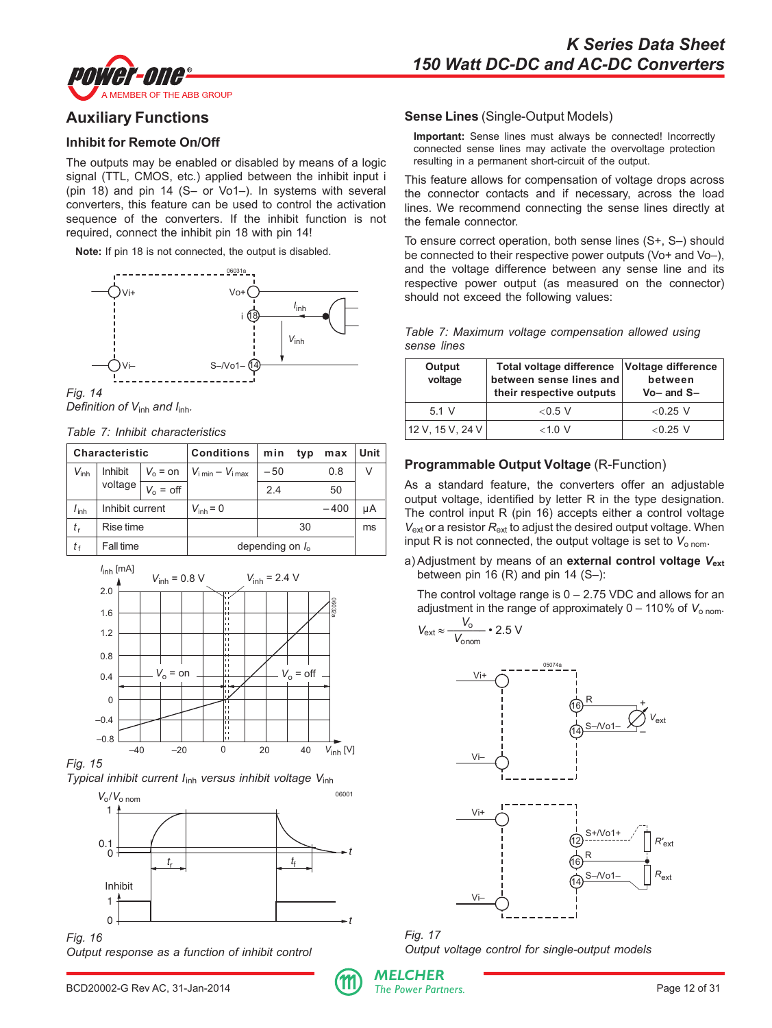## Auxiliary Functions

### Inhibit for Remote On/Off

The outputs may be enabled or disabled by means of a logic signal (TTL, CMOS, etc.) applied between the inhibit input i (pin 18) and pin 14 (S– or Vo1–). In systems with several converters, this feature can be used to control the activation sequence of the converters. If the inhibit function is not required, connect the inhibit pin 18 with pin 14!

**Note:** If pin 18 is not connected, the output is disabled.

*Fig. 14*
*Definition of $V_{inh}$ and $I_{inh}$.*

*Table 7: Inhibit characteristics*

| Characteristic | | | Conditions | min | typ | max | Unit |
|---|---|---|---|---|---|---|---|
| $V_{inh}$ | Inhibit voltage | $V_o$ = on | $V_{i\,min} - V_{i\,max}$ | –50 | | 0.8 | V |
| | | $V_o$ = off | | 2.4 | | 50 | |
| $I_{inh}$ | Inhibit current | | $V_{inh} = 0$ | | | –400 | µA |
| $t_r$ | Rise time | | | | 30 | | ms |
| $t_f$ | Fall time | | | depending on $I_o$ | | | |

*Fig. 15*
*Typical inhibit current $I_{inh}$ versus inhibit voltage $V_{inh}$*

*Fig. 16*
*Output response as a function of inhibit control*

### Sense Lines (Single-Output Models)

**Important:** Sense lines must always be connected! Incorrectly connected sense lines may activate the overvoltage protection resulting in a permanent short-circuit of the output.

This feature allows for compensation of voltage drops across the connector contacts and if necessary, across the load lines. We recommend connecting the sense lines directly at the female connector.

To ensure correct operation, both sense lines (S+, S–) should be connected to their respective power outputs (Vo+ and Vo–), and the voltage difference between any sense line and its respective power output (as measured on the connector) should not exceed the following values:

*Table 7: Maximum voltage compensation allowed using sense lines*

| Output voltage | Total voltage difference between sense lines and their respective outputs | Voltage difference between Vo– and S– |
|---|---|---|
| 5.1 V | <0.5 V | <0.25 V |
| 12 V, 15 V, 24 V | <1.0 V | <0.25 V |

### Programmable Output Voltage (R-Function)

As a standard feature, the converters offer an adjustable output voltage, identified by letter R in the type designation. The control input R (pin 16) accepts either a control voltage $V_{ext}$ or a resistor $R_{ext}$ to adjust the desired output voltage. When input R is not connected, the output voltage is set to $V_{o\,nom}$.

a) Adjustment by means of an **external control voltage $V_{ext}$** between pin 16 (R) and pin 14 (S–):

The control voltage range is 0 – 2.75 VDC and allows for an adjustment in the range of approximately 0 – 110% of $V_{o\,nom}$.

$$V_{ext} \approx \frac{V_o}{V_{o\,nom}} \cdot 2.5\ \text{V}$$

*Fig. 17*
*Output voltage control for single-output models*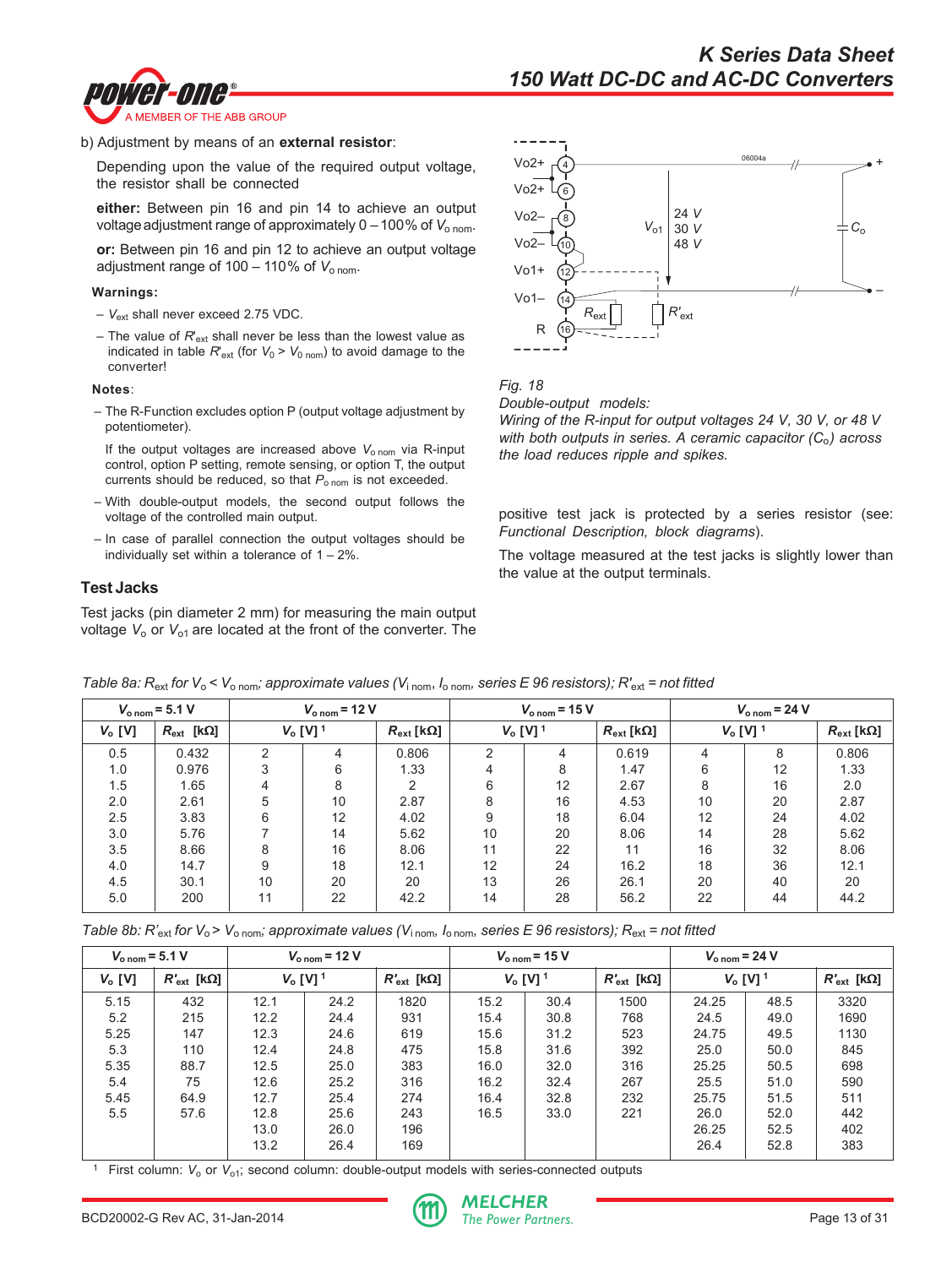b) Adjustment by means of an **external resistor**:

Depending upon the value of the required output voltage, the resistor shall be connected

**either:** Between pin 16 and pin 14 to achieve an output voltage adjustment range of approximately 0 – 100% of $V_{o\,nom}$.

**or:** Between pin 16 and pin 12 to achieve an output voltage adjustment range of 100 – 110% of $V_{o\,nom}$.

**Warnings:**

– $V_{ext}$ shall never exceed 2.75 VDC.

– The value of $R'_{ext}$ shall never be less than the lowest value as indicated in table $R'_{ext}$ (for $V_0 > V_{0\,nom}$) to avoid damage to the converter!

**Notes**:

– The R-Function excludes option P (output voltage adjustment by potentiometer).

If the output voltages are increased above $V_{o\,nom}$ via R-input control, option P setting, remote sensing, or option T, the output currents should be reduced, so that $P_{o\,nom}$ is not exceeded.

– With double-output models, the second output follows the voltage of the controlled main output.

– In case of parallel connection the output voltages should be individually set within a tolerance of 1 – 2%.

*Fig. 18*
*Double-output models:*
*Wiring of the R-input for output voltages 24 V, 30 V, or 48 V with both outputs in series. A ceramic capacitor ($C_o$) across the load reduces ripple and spikes.*

## Test Jacks

Test jacks (pin diameter 2 mm) for measuring the main output voltage $V_o$ or $V_{o1}$ are located at the front of the converter. The positive test jack is protected by a series resistor (see: *Functional Description, block diagrams*).

The voltage measured at the test jacks is slightly lower than the value at the output terminals.

*Table 8a: $R_{ext}$ for $V_o < V_{o\,nom}$; approximate values ($V_{i\,nom}$, $I_{o\,nom}$, series E 96 resistors); $R'_{ext}$ = not fitted*

| $V_{o\,nom}$ = 5.1 V | | $V_{o\,nom}$ = 12 V | | | $V_{o\,nom}$ = 15 V | | | $V_{o\,nom}$ = 24 V | | |
|---|---|---|---|---|---|---|---|---|---|---|
| $V_o$ [V] | $R_{ext}$ [kΩ] | $V_o$ [V] [1] | | $R_{ext}$ [kΩ] | $V_o$ [V] [1] | | $R_{ext}$ [kΩ] | $V_o$ [V] [1] | | $R_{ext}$ [kΩ] |
| 0.5 | 0.432 | 2 | 4 | 0.806 | 2 | 4 | 0.619 | 4 | 8 | 0.806 |
| 1.0 | 0.976 | 3 | 6 | 1.33 | 4 | 8 | 1.47 | 6 | 12 | 1.33 |
| 1.5 | 1.65 | 4 | 8 | 2 | 6 | 12 | 2.67 | 8 | 16 | 2.0 |
| 2.0 | 2.61 | 5 | 10 | 2.87 | 8 | 16 | 4.53 | 10 | 20 | 2.87 |
| 2.5 | 3.83 | 6 | 12 | 4.02 | 9 | 18 | 6.04 | 12 | 24 | 4.02 |
| 3.0 | 5.76 | 7 | 14 | 5.62 | 10 | 20 | 8.06 | 14 | 28 | 5.62 |
| 3.5 | 8.66 | 8 | 16 | 8.06 | 11 | 22 | 11 | 16 | 32 | 8.06 |
| 4.0 | 14.7 | 9 | 18 | 12.1 | 12 | 24 | 16.2 | 18 | 36 | 12.1 |
| 4.5 | 30.1 | 10 | 20 | 20 | 13 | 26 | 26.1 | 20 | 40 | 20 |
| 5.0 | 200 | 11 | 22 | 42.2 | 14 | 28 | 56.2 | 22 | 44 | 44.2 |

*Table 8b: $R'_{ext}$ for $V_o > V_{o\,nom}$; approximate values ($V_{i\,nom}$, $I_{o\,nom}$, series E 96 resistors); $R_{ext}$ = not fitted*

| $V_{o\,nom}$ = 5.1 V | | $V_{o\,nom}$ = 12 V | | | $V_{o\,nom}$ = 15 V | | | $V_{o\,nom}$ = 24 V | | |
|---|---|---|---|---|---|---|---|---|---|---|
| $V_o$ [V] | $R'_{ext}$ [kΩ] | $V_o$ [V] [1] | | $R'_{ext}$ [kΩ] | $V_o$ [V] [1] | | $R'_{ext}$ [kΩ] | $V_o$ [V] [1] | | $R'_{ext}$ [kΩ] |
| 5.15 | 432 | 12.1 | 24.2 | 1820 | 15.2 | 30.4 | 1500 | 24.25 | 48.5 | 3320 |
| 5.2 | 215 | 12.2 | 24.4 | 931 | 15.4 | 30.8 | 768 | 24.5 | 49.0 | 1690 |
| 5.25 | 147 | 12.3 | 24.6 | 619 | 15.6 | 31.2 | 523 | 24.75 | 49.5 | 1130 |
| 5.3 | 110 | 12.4 | 24.8 | 475 | 15.8 | 31.6 | 392 | 25.0 | 50.0 | 845 |
| 5.35 | 88.7 | 12.5 | 25.0 | 383 | 16.0 | 32.0 | 316 | 25.25 | 50.5 | 698 |
| 5.4 | 75 | 12.6 | 25.2 | 316 | 16.2 | 32.4 | 267 | 25.5 | 51.0 | 590 |
| 5.45 | 64.9 | 12.7 | 25.4 | 274 | 16.4 | 32.8 | 232 | 25.75 | 51.5 | 511 |
| 5.5 | 57.6 | 12.8 | 25.6 | 243 | 16.5 | 33.0 | 221 | 26.0 | 52.0 | 442 |
| | | 13.0 | 26.0 | 196 | | | | 26.25 | 52.5 | 402 |
| | | 13.2 | 26.4 | 169 | | | | 26.4 | 52.8 | 383 |

[1] First column: $V_o$ or $V_{o1}$; second column: double-output models with series-connected outputs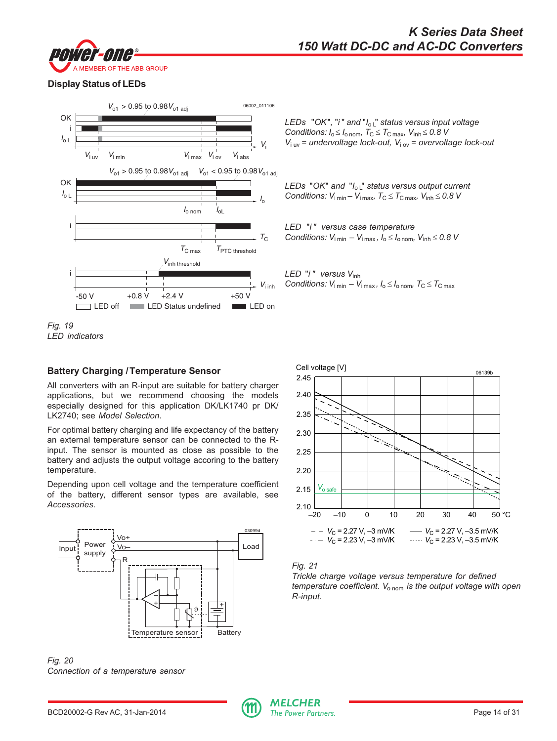## Display Status of LEDs

*LEDs "OK", "i" and "$I_{o\,L}$" status versus input voltage*
*Conditions: $I_o \leq I_{o\,nom}$, $T_C \leq T_{C\,max}$, $V_{inh} \leq 0.8$ V*
*$V_{i\,uv}$ = undervoltage lock-out, $V_{i\,ov}$ = overvoltage lock-out*

*LEDs "OK" and "$I_{o\,L}$" status versus output current*
*Conditions: $V_{i\,min} - V_{i\,max}$, $T_C \leq T_{C\,max}$, $V_{inh} \leq 0.8$ V*

*LED "i" versus case temperature*
*Conditions: $V_{i\,min} - V_{i\,max}$, $I_o \leq I_{o\,nom}$, $V_{inh} \leq 0.8$ V*

*LED "i" versus $V_{inh}$*
*Conditions: $V_{i\,min} - V_{i\,max}$, $I_o \leq I_{o\,nom}$, $T_C \leq T_{C\,max}$*

*Fig. 19*
*LED indicators*

## Battery Charging / Temperature Sensor

All converters with an R-input are suitable for battery charger applications, but we recommend choosing the models especially designed for this application DK/LK1740 pr DK/LK2740; see *Model Selection*.

For optimal battery charging and life expectancy of the battery an external temperature sensor can be connected to the R-input. The sensor is mounted as close as possible to the battery and adjusts the output voltage accoring to the battery temperature.

Depending upon cell voltage and the temperature coefficient of the battery, different sensor types are available, see *Accessories*.

*Fig. 20*
*Connection of a temperature sensor*

*Fig. 21*
*Trickle charge voltage versus temperature for defined temperature coefficient. $V_{o\,nom}$ is the output voltage with open R-input.*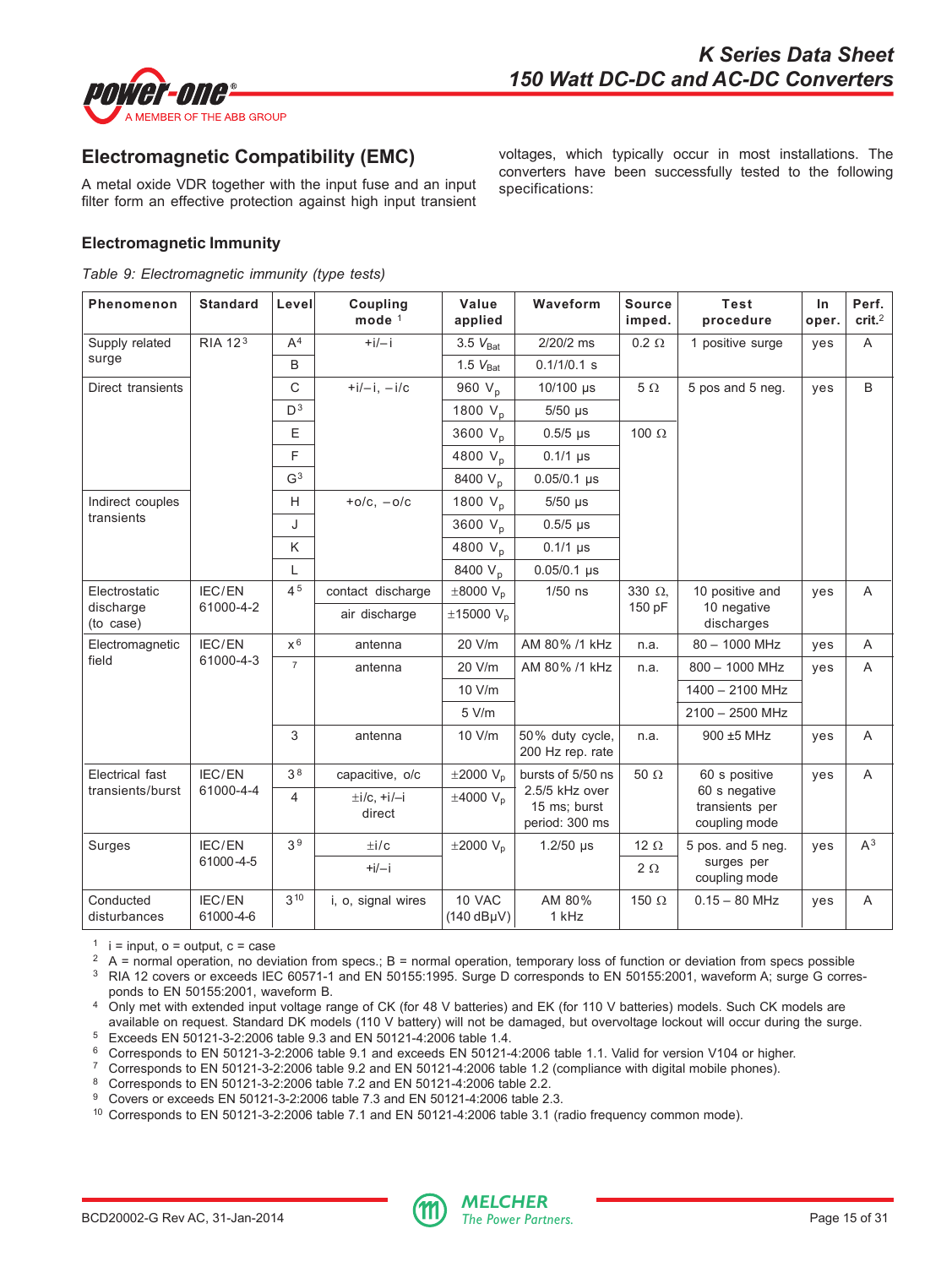## Electromagnetic Compatibility (EMC)

A metal oxide VDR together with the input fuse and an input filter form an effective protection against high input transient voltages, which typically occur in most installations. The converters have been successfully tested to the following specifications:

### Electromagnetic Immunity

*Table 9: Electromagnetic immunity (type tests)*

| Phenomenon | Standard | Level | Coupling mode [1] | Value applied | Waveform | Source imped. | Test procedure | In oper. | Perf. crit.[2] |
|---|---|---|---|---|---|---|---|---|---|
| Supply related surge | RIA 12[3] | A[4] | +i/–i | 3.5 $V_{Bat}$ | 2/20/2 ms | 0.2 Ω | 1 positive surge | yes | A |
| | | B | | 1.5 $V_{Bat}$ | 0.1/1/0.1 s | | | | |
| Direct transients | | C | +i/–i, –i/c | 960 $V_p$ | 10/100 µs | 5 Ω | 5 pos and 5 neg. | yes | B |
| | | D[3] | | 1800 $V_p$ | 5/50 µs | | | | |
| | | E | | 3600 $V_p$ | 0.5/5 µs | 100 Ω | | | |
| | | F | | 4800 $V_p$ | 0.1/1 µs | | | | |
| | | G[3] | | 8400 $V_p$ | 0.05/0.1 µs | | | | |
| Indirect couples transients | | H | +o/c, –o/c | 1800 $V_p$ | 5/50 µs | | | | |
| | | J | | 3600 $V_p$ | 0.5/5 µs | | | | |
| | | K | | 4800 $V_p$ | 0.1/1 µs | | | | |
| | | L | | 8400 $V_p$ | 0.05/0.1 µs | | | | |
| Electrostatic discharge (to case) | IEC/EN 61000-4-2 | 4[5] | contact discharge | ±8000 $V_p$ | 1/50 ns | 330 Ω, 150 pF | 10 positive and 10 negative discharges | yes | A |
| | | | air discharge | ±15000 $V_p$ | | | | | |
| Electromagnetic field | IEC/EN 61000-4-3 | x[6] | antenna | 20 V/m | AM 80% /1 kHz | n.a. | 80 – 1000 MHz | yes | A |
| | | [7] | antenna | 20 V/m | AM 80% /1 kHz | n.a. | 800 – 1000 MHz | yes | A |
| | | | | 10 V/m | | | 1400 – 2100 MHz | | |
| | | | | 5 V/m | | | 2100 – 2500 MHz | | |
| | | 3 | antenna | 10 V/m | 50% duty cycle, 200 Hz rep. rate | n.a. | 900 ±5 MHz | yes | A |
| Electrical fast transients/burst | IEC/EN 61000-4-4 | 3[8] | capacitive, o/c | ±2000 $V_p$ | bursts of 5/50 ns 2.5/5 kHz over 15 ms; burst period: 300 ms | 50 Ω | 60 s positive 60 s negative transients per coupling mode | yes | A |
| | | 4 | ±i/c, +i/–i direct | ±4000 $V_p$ | | | | | |
| Surges | IEC/EN 61000-4-5 | 3[9] | ±i/c | ±2000 $V_p$ | 1.2/50 µs | 12 Ω | 5 pos. and 5 neg. surges per coupling mode | yes | A[3] |
| | | | +i/–i | | | 2 Ω | | | |
| Conducted disturbances | IEC/EN 61000-4-6 | 3[10] | i, o, signal wires | 10 VAC (140 dBµV) | AM 80% 1 kHz | 150 Ω | 0.15 – 80 MHz | yes | A |

[1] i = input, o = output, c = case
[2] A = normal operation, no deviation from specs.; B = normal operation, temporary loss of function or deviation from specs possible
[3] RIA 12 covers or exceeds IEC 60571-1 and EN 50155:1995. Surge D corresponds to EN 50155:2001, waveform A; surge G corresponds to EN 50155:2001, waveform B.
[4] Only met with extended input voltage range of CK (for 48 V batteries) and EK (for 110 V batteries) models. Such CK models are available on request. Standard DK models (110 V battery) will not be damaged, but overvoltage lockout will occur during the surge.
[5] Exceeds EN 50121-3-2:2006 table 9.3 and EN 50121-4:2006 table 1.4.
[6] Corresponds to EN 50121-3-2:2006 table 9.1 and exceeds EN 50121-4:2006 table 1.1. Valid for version V104 or higher.
[7] Corresponds to EN 50121-3-2:2006 table 9.2 and EN 50121-4:2006 table 1.2 (compliance with digital mobile phones).
[8] Corresponds to EN 50121-3-2:2006 table 7.2 and EN 50121-4:2006 table 2.2.
[9] Covers or exceeds EN 50121-3-2:2006 table 7.3 and EN 50121-4:2006 table 2.3.
[10] Corresponds to EN 50121-3-2:2006 table 7.1 and EN 50121-4:2006 table 3.1 (radio frequency common mode).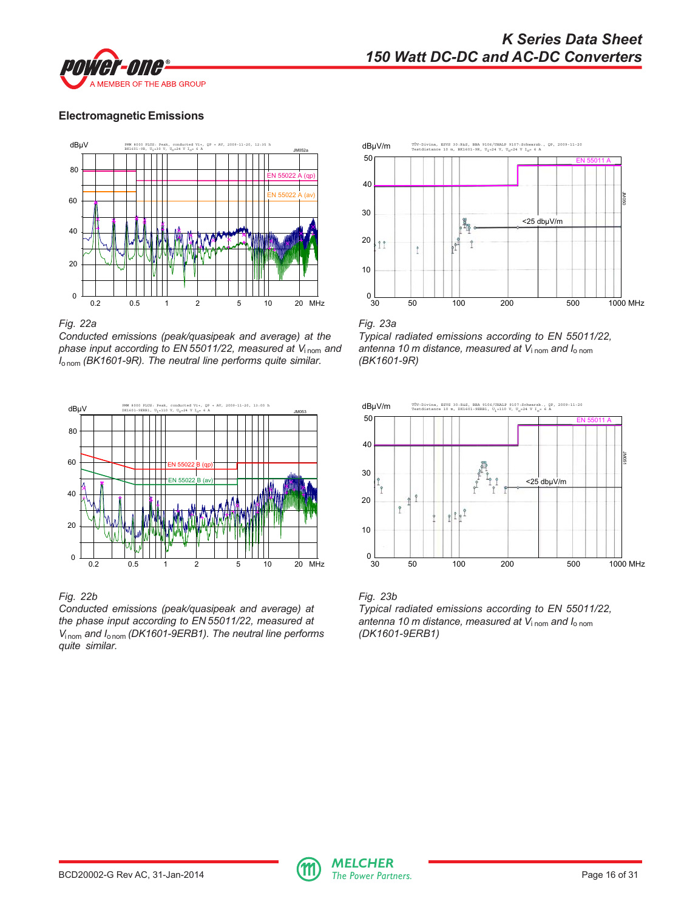## Electromagnetic Emissions

*Fig. 22a*
*Conducted emissions (peak/quasipeak and average) at the phase input according to EN 55011/22, measured at $V_{i\,nom}$ and $I_{o\,nom}$ (BK1601-9R). The neutral line performs quite similar.*

*Fig. 23a*
*Typical radiated emissions according to EN 55011/22, antenna 10 m distance, measured at $V_{i\,nom}$ and $I_{o\,nom}$ (BK1601-9R)*

*Fig. 22b*
*Conducted emissions (peak/quasipeak and average) at the phase input according to EN 55011/22, measured at $V_{i\,nom}$ and $I_{o\,nom}$ (DK1601-9ERB1). The neutral line performs quite similar.*

*Fig. 23b*
*Typical radiated emissions according to EN 55011/22, antenna 10 m distance, measured at $V_{i\,nom}$ and $I_{o\,nom}$ (DK1601-9ERB1)*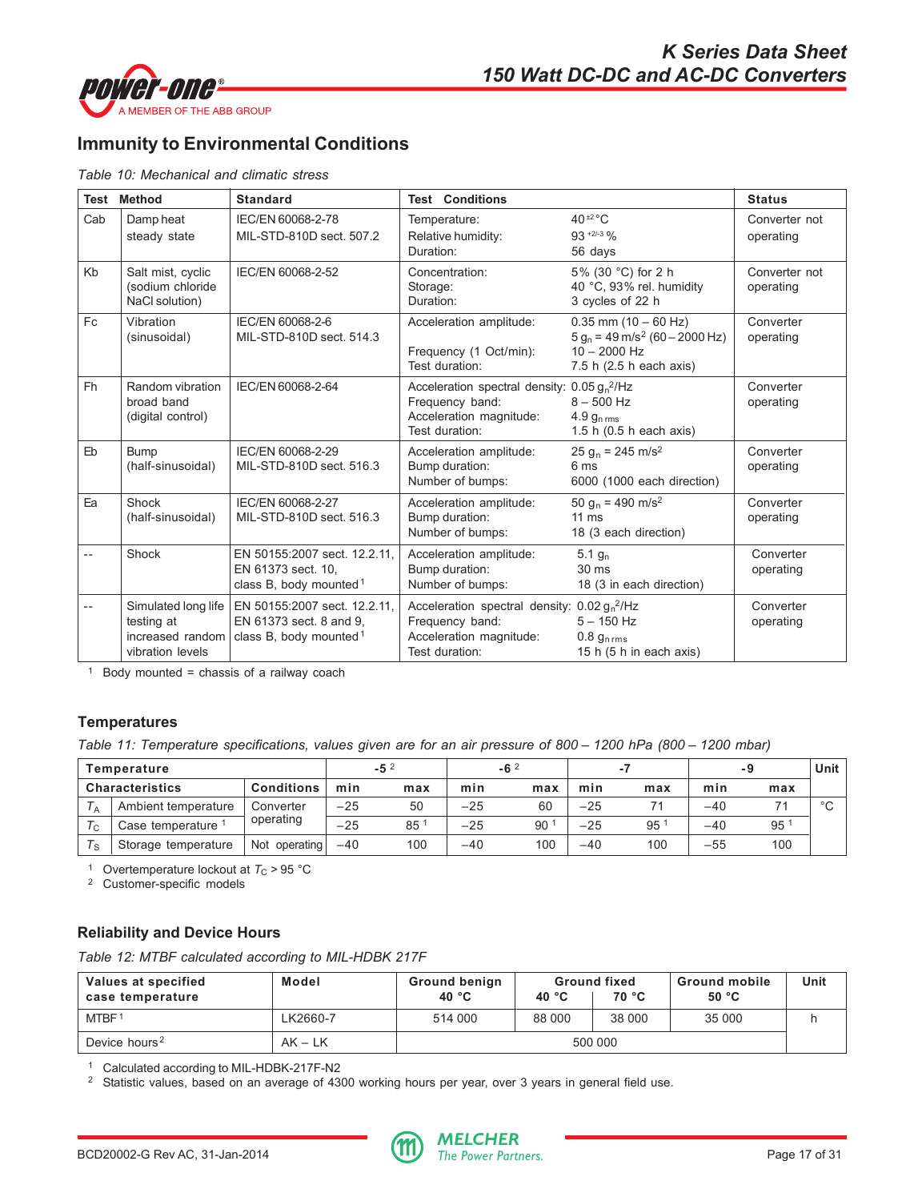## Immunity to Environmental Conditions

*Table 10: Mechanical and climatic stress*

| Test | Method | Standard | Test Conditions | | Status |
|---|---|---|---|---|---|
| Cab | Damp heat steady state | IEC/EN 60068-2-78 MIL-STD-810D sect. 507.2 | Temperature: Relative humidity: Duration: | $40^{\pm 2}$ °C $93^{+2/-3}$ % 56 days | Converter not operating |
| Kb | Salt mist, cyclic (sodium chloride NaCl solution) | IEC/EN 60068-2-52 | Concentration: Storage: Duration: | 5% (30 °C) for 2 h 40 °C, 93% rel. humidity 3 cycles of 22 h | Converter not operating |
| Fc | Vibration (sinusoidal) | IEC/EN 60068-2-6 MIL-STD-810D sect. 514.3 | Acceleration amplitude: Frequency (1 Oct/min): Test duration: | 0.35 mm (10 – 60 Hz) 5 $g_n$ = 49 m/s² (60 – 2000 Hz) 10 – 2000 Hz 7.5 h (2.5 h each axis) | Converter operating |
| Fh | Random vibration broad band (digital control) | IEC/EN 60068-2-64 | Acceleration spectral density: Frequency band: Acceleration magnitude: Test duration: | 0.05 $g_n^2$/Hz 8 – 500 Hz 4.9 $g_{n\,rms}$ 1.5 h (0.5 h each axis) | Converter operating |
| Eb | Bump (half-sinusoidal) | IEC/EN 60068-2-29 MIL-STD-810D sect. 516.3 | Acceleration amplitude: Bump duration: Number of bumps: | 25 $g_n$ = 245 m/s² 6 ms 6000 (1000 each direction) | Converter operating |
| Ea | Shock (half-sinusoidal) | IEC/EN 60068-2-27 MIL-STD-810D sect. 516.3 | Acceleration amplitude: Bump duration: Number of bumps: | 50 $g_n$ = 490 m/s² 11 ms 18 (3 each direction) | Converter operating |
| -- | Shock | EN 50155:2007 sect. 12.2.11, EN 61373 sect. 10, class B, body mounted [1] | Acceleration amplitude: Bump duration: Number of bumps: | 5.1 $g_n$ 30 ms 18 (3 in each direction) | Converter operating |
| -- | Simulated long life testing at increased random vibration levels | EN 50155:2007 sect. 12.2.11, EN 61373 sect. 8 and 9, class B, body mounted [1] | Acceleration spectral density: Frequency band: Acceleration magnitude: Test duration: | 0.02 $g_n^2$/Hz 5 – 150 Hz 0.8 $g_{n\,rms}$ 15 h (5 h in each direction) | Converter operating |

[1] Body mounted = chassis of a railway coach

## Temperatures

*Table 11: Temperature specifications, values given are for an air pressure of 800 – 1200 hPa (800 – 1200 mbar)*

| Temperature | | | -5 [2] | | -6 [2] | | -7 | | -9 | | Unit |
|---|---|---|---|---|---|---|---|---|---|---|---|
| Characteristics | | Conditions | min | max | min | max | min | max | min | max | |
| $T_A$ | Ambient temperature | Converter operating | –25 | 50 | –25 | 60 | –25 | 71 | –40 | 71 | °C |
| $T_C$ | Case temperature [1] | | –25 | 85 [1] | –25 | 90 [1] | –25 | 95 [1] | –40 | 95 [1] | |
| $T_S$ | Storage temperature | Not operating | –40 | 100 | –40 | 100 | –40 | 100 | –55 | 100 | |

[1] Overtemperature lockout at $T_C$ > 95 °C
[2] Customer-specific models

## Reliability and Device Hours

*Table 12: MTBF calculated according to MIL-HDBK 217F*

| Values at specified case temperature | Model | Ground benign 40 °C | Ground fixed 40 °C | Ground fixed 70 °C | Ground mobile 50 °C | Unit |
|---|---|---|---|---|---|---|
| MTBF [1] | LK2660-7 | 514 000 | 88 000 | 38 000 | 35 000 | h |
| Device hours [2] | AK – LK | 500 000 | | | | |

[1] Calculated according to MIL-HDBK-217F-N2
[2] Statistic values, based on an average of 4300 working hours per year, over 3 years in general field use.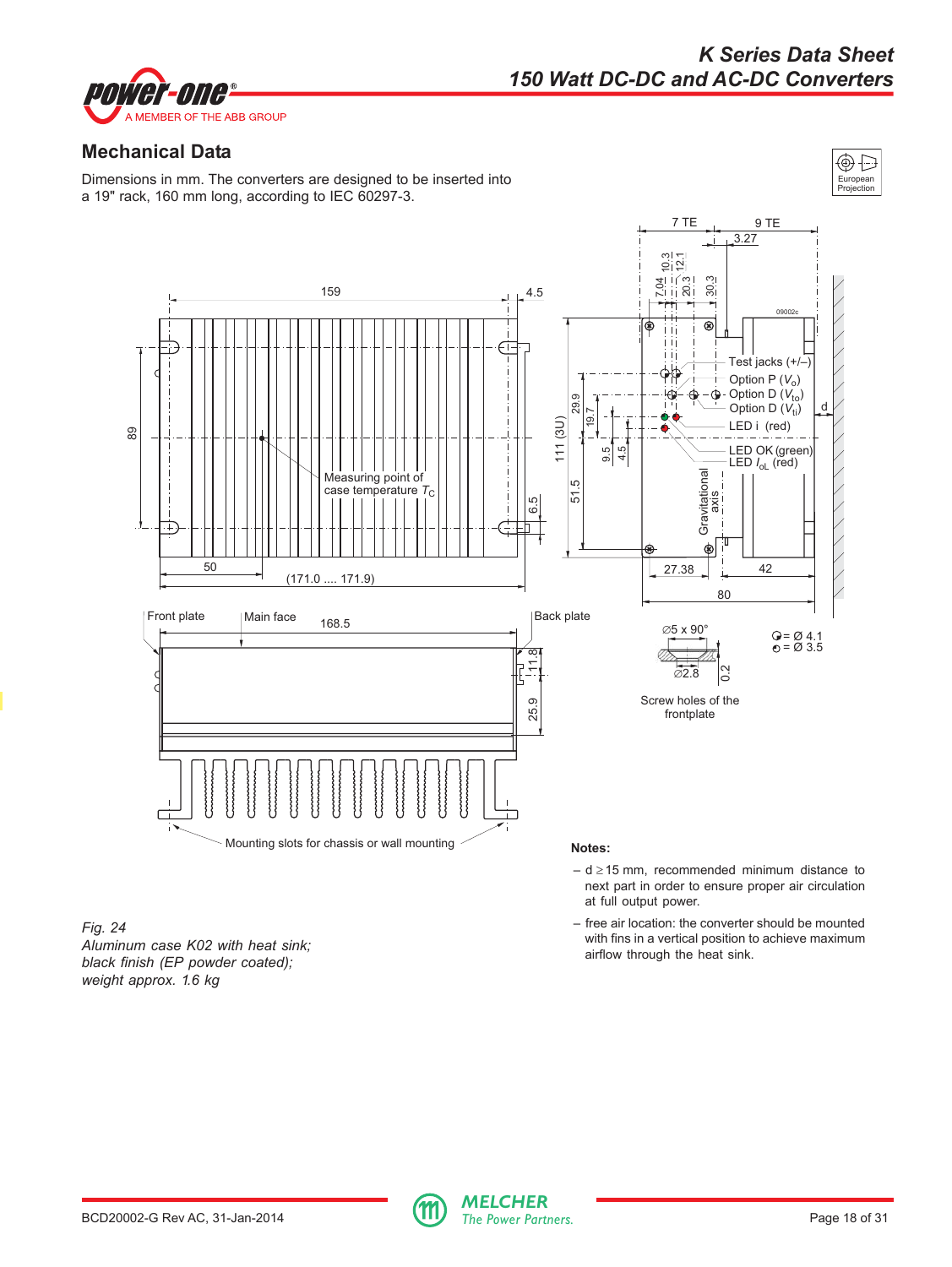## Mechanical Data

Dimensions in mm. The converters are designed to be inserted into a 19" rack, 160 mm long, according to IEC 60297-3.

**Notes:**

- d ≥ 15 mm, recommended minimum distance to next part in order to ensure proper air circulation at full output power.
- free air location: the converter should be mounted with fins in a vertical position to achieve maximum airflow through the heat sink.

*Fig. 24*
*Aluminum case K02 with heat sink; black finish (EP powder coated); weight approx. 1.6 kg*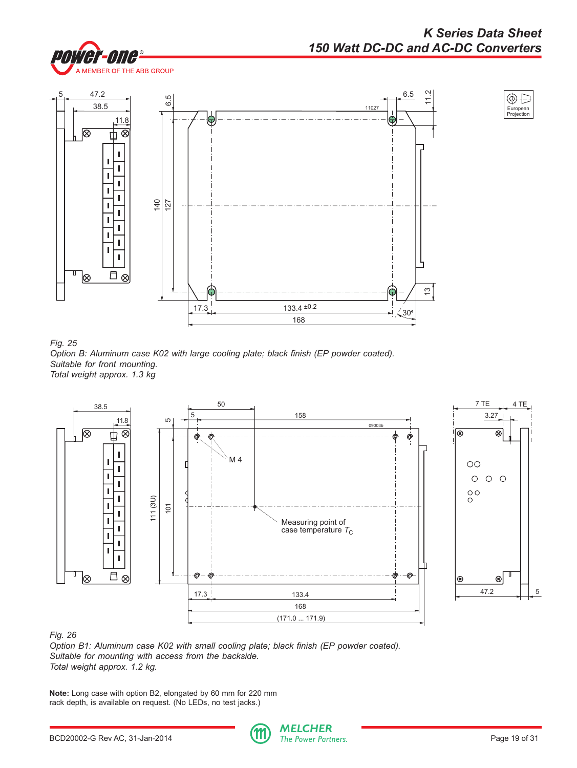*Fig. 25*
*Option B: Aluminum case K02 with large cooling plate; black finish (EP powder coated).*
*Suitable for front mounting.*
*Total weight approx. 1.3 kg*

*Fig. 26*
*Option B1: Aluminum case K02 with small cooling plate; black finish (EP powder coated).*
*Suitable for mounting with access from the backside.*
*Total weight approx. 1.2 kg.*

**Note:** Long case with option B2, elongated by 60 mm for 220 mm rack depth, is available on request. (No LEDs, no test jacks.)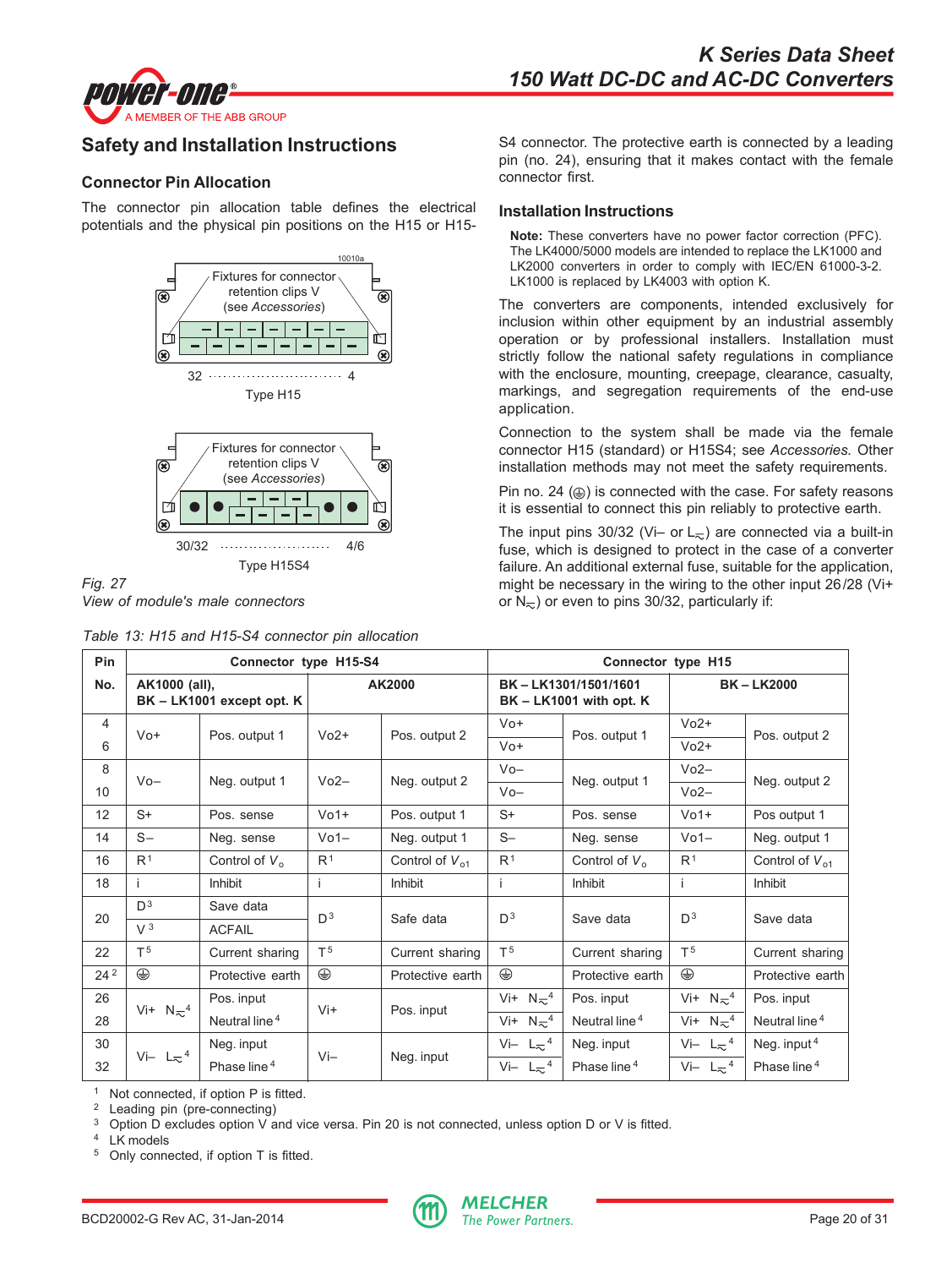## Safety and Installation Instructions

### Connector Pin Allocation

The connector pin allocation table defines the electrical potentials and the physical pin positions on the H15 or H15-S4 connector. The protective earth is connected by a leading pin (no. 24), ensuring that it makes contact with the female connector first.

Fixtures for connector retention clips V (see *Accessories*)

32 ............................ 4

Type H15

Fixtures for connector retention clips V (see *Accessories*)

30/32 ....................... 4/6

Type H15S4

*Fig. 27*
*View of module's male connectors*

### Installation Instructions

**Note:** These converters have no power factor correction (PFC). The LK4000/5000 models are intended to replace the LK1000 and LK2000 converters in order to comply with IEC/EN 61000-3-2. LK1000 is replaced by LK4003 with option K.

The converters are components, intended exclusively for inclusion within other equipment by an industrial assembly operation or by professional installers. Installation must strictly follow the national safety regulations in compliance with the enclosure, mounting, creepage, clearance, casualty, markings, and segregation requirements of the end-use application.

Connection to the system shall be made via the female connector H15 (standard) or H15S4; see *Accessories.* Other installation methods may not meet the safety requirements.

Pin no. 24 (⏚) is connected with the case. For safety reasons it is essential to connect this pin reliably to protective earth.

The input pins 30/32 (Vi– or L≂) are connected via a built-in fuse, which is designed to protect in the case of a converter failure. An additional external fuse, suitable for the application, might be necessary in the wiring to the other input 26/28 (Vi+ or N≂) or even to pins 30/32, particularly if:

*Table 13: H15 and H15-S4 connector pin allocation*

| Pin | Connector type H15-S4 | | | | Connector type H15 | | | |
|---|---|---|---|---|---|---|---|---|
| No. | AK1000 (all), BK – LK1001 except opt. K | | AK2000 | | BK – LK1301/1501/1601 BK – LK1001 with opt. K | | BK – LK2000 | |
| 4 | Vo+ | Pos. output 1 | Vo2+ | Pos. output 2 | Vo+ | Pos. output 1 | Vo2+ | Pos. output 2 |
| 6 | | | | | Vo+ | | Vo2+ | |
| 8 | Vo– | Neg. output 1 | Vo2– | Neg. output 2 | Vo– | Neg. output 1 | Vo2– | Neg. output 2 |
| 10 | | | | | Vo– | | Vo2– | |
| 12 | S+ | Pos. sense | Vo1+ | Pos. output 1 | S+ | Pos. sense | Vo1+ | Pos output 1 |
| 14 | S– | Neg. sense | Vo1– | Neg. output 1 | S– | Neg. sense | Vo1– | Neg. output 1 |
| 16 | R[1] | Control of $V_o$ | R[1] | Control of $V_{o1}$ | R[1] | Control of $V_o$ | R[1] | Control of $V_{o1}$ |
| 18 | i | Inhibit | i | Inhibit | i | Inhibit | i | Inhibit |
| 20 | D[3] | Save data | D[3] | Safe data | D[3] | Save data | D[3] | Save data |
| | V[3] | ACFAIL | | | | | | |
| 22 | T[5] | Current sharing | T[5] | Current sharing | T[5] | Current sharing | T[5] | Current sharing |
| 24[2] | ⏚ | Protective earth | ⏚ | Protective earth | ⏚ | Protective earth | ⏚ | Protective earth |
| 26 | Vi+ N≂[4] | Pos. input | Vi+ | Pos. input | Vi+ N≂[4] | Pos. input | Vi+ N≂[4] | Pos. input |
| 28 | | Neutral line[4] | | | Vi+ N≂[4] | Neutral line[4] | Vi+ N≂[4] | Neutral line[4] |
| 30 | Vi– L≂[4] | Neg. input | Vi– | Neg. input | Vi– L≂[4] | Neg. input | Vi– L≂[4] | Neg. input[4] |
| 32 | | Phase line[4] | | | Vi– L≂[4] | Phase line[4] | Vi– L≂[4] | Phase line[4] |

[1] Not connected, if option P is fitted.
[2] Leading pin (pre-connecting)
[3] Option D excludes option V and vice versa. Pin 20 is not connected, unless option D or V is fitted.
[4] LK models
[5] Only connected, if option T is fitted.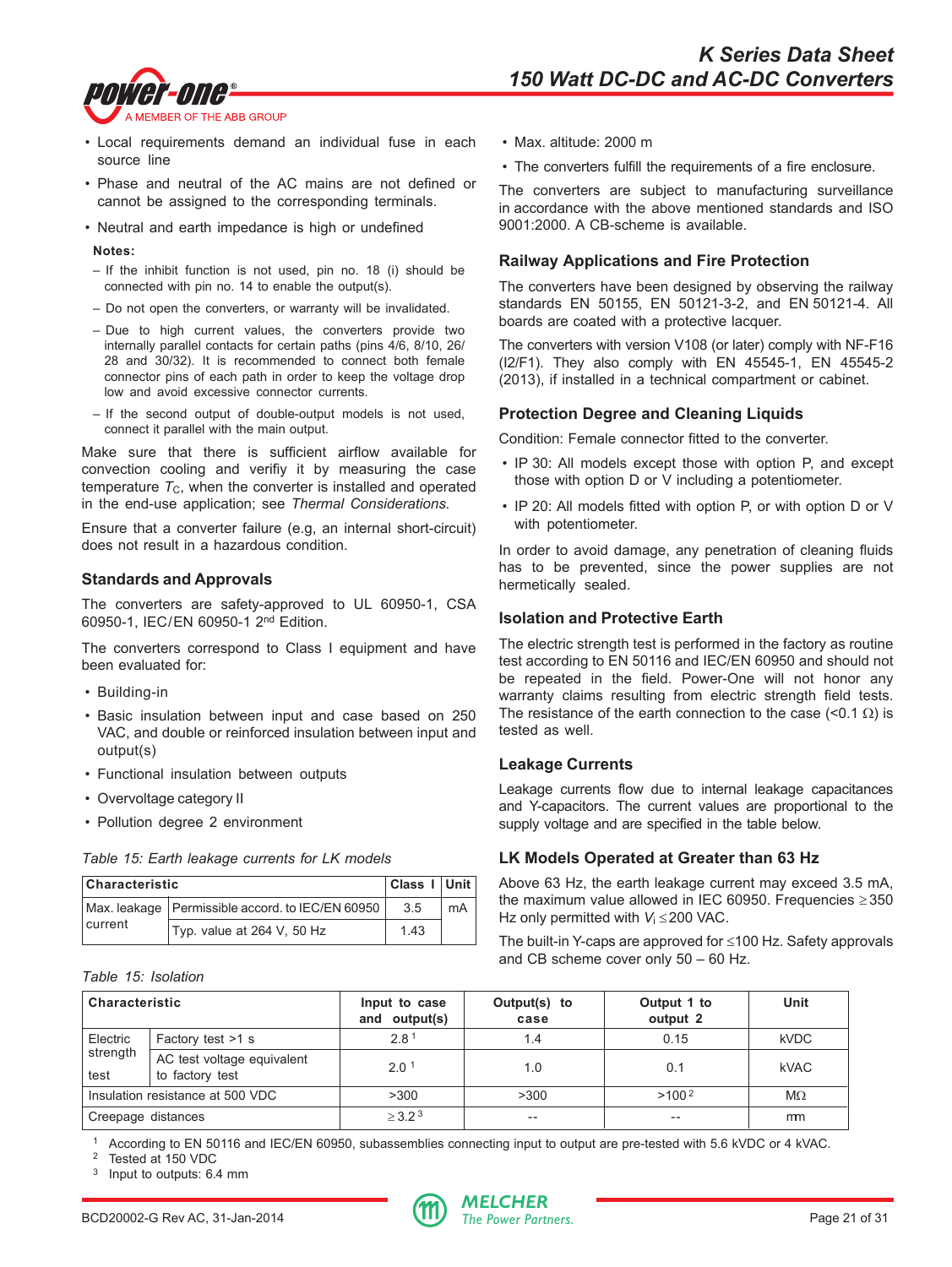- Local requirements demand an individual fuse in each source line
- Phase and neutral of the AC mains are not defined or cannot be assigned to the corresponding terminals.
- Neutral and earth impedance is high or undefined

**Notes:**

- If the inhibit function is not used, pin no. 18 (i) should be connected with pin no. 14 to enable the output(s).
- Do not open the converters, or warranty will be invalidated.
- Due to high current values, the converters provide two internally parallel contacts for certain paths (pins 4/6, 8/10, 26/28 and 30/32). It is recommended to connect both female connector pins of each path in order to keep the voltage drop low and avoid excessive connector currents.
- If the second output of double-output models is not used, connect it parallel with the main output.

Make sure that there is sufficient airflow available for convection cooling and verify it by measuring the case temperature $T_C$, when the converter is installed and operated in the end-use application; see *Thermal Considerations.*

Ensure that a converter failure (e.g, an internal short-circuit) does not result in a hazardous condition.

### Standards and Approvals

The converters are safety-approved to UL 60950-1, CSA 60950-1, IEC/EN 60950-1 2nd Edition.

The converters correspond to Class I equipment and have been evaluated for:

- Building-in
- Basic insulation between input and case based on 250 VAC, and double or reinforced insulation between input and output(s)
- Functional insulation between outputs
- Overvoltage category II
- Pollution degree 2 environment
- Max. altitude: 2000 m
- The converters fulfill the requirements of a fire enclosure.

The converters are subject to manufacturing surveillance in accordance with the above mentioned standards and ISO 9001:2000. A CB-scheme is available.

### Railway Applications and Fire Protection

The converters have been designed by observing the railway standards EN 50155, EN 50121-3-2, and EN 50121-4. All boards are coated with a protective lacquer.

The converters with version V108 (or later) comply with NF-F16 (I2/F1). They also comply with EN 45545-1, EN 45545-2 (2013), if installed in a technical compartment or cabinet.

### Protection Degree and Cleaning Liquids

Condition: Female connector fitted to the converter.

- IP 30: All models except those with option P, and except those with option D or V including a potentiometer.
- IP 20: All models fitted with option P, or with option D or V with potentiometer.

In order to avoid damage, any penetration of cleaning fluids has to be prevented, since the power supplies are not hermetically sealed.

### Isolation and Protective Earth

The electric strength test is performed in the factory as routine test according to EN 50116 and IEC/EN 60950 and should not be repeated in the field. Power-One will not honor any warranty claims resulting from electric strength field tests. The resistance of the earth connection to the case (<0.1 Ω) is tested as well.

### Leakage Currents

Leakage currents flow due to internal leakage capacitances and Y-capacitors. The current values are proportional to the supply voltage and are specified in the table below.

*Table 15: Earth leakage currents for LK models*

| Characteristic | | Class I | Unit |
|---|---|---|---|
| Max. leakage current | Permissible accord. to IEC/EN 60950 | 3.5 | mA |
| | Typ. value at 264 V, 50 Hz | 1.43 | |

### LK Models Operated at Greater than 63 Hz

Above 63 Hz, the earth leakage current may exceed 3.5 mA, the maximum value allowed in IEC 60950. Frequencies ≥350 Hz only permitted with $V_i \leq 200$ VAC.

The built-in Y-caps are approved for ≤100 Hz. Safety approvals and CB scheme cover only 50 – 60 Hz.

*Table 15: Isolation*

| Characteristic | | Input to case and output(s) | Output(s) to case | Output 1 to output 2 | Unit |
|---|---|---|---|---|---|
| Electric strength test | Factory test >1 s | 2.8 [1] | 1.4 | 0.15 | kVDC |
| | AC test voltage equivalent to factory test | 2.0 [1] | 1.0 | 0.1 | kVAC |
| Insulation resistance at 500 VDC | | >300 | >300 | >100 [2] | MΩ |
| Creepage distances | | ≥3.2 [3] | -- | -- | mm |

[1] According to EN 50116 and IEC/EN 60950, subassemblies connecting input to output are pre-tested with 5.6 kVDC or 4 kVAC.
[2] Tested at 150 VDC
[3] Input to outputs: 6.4 mm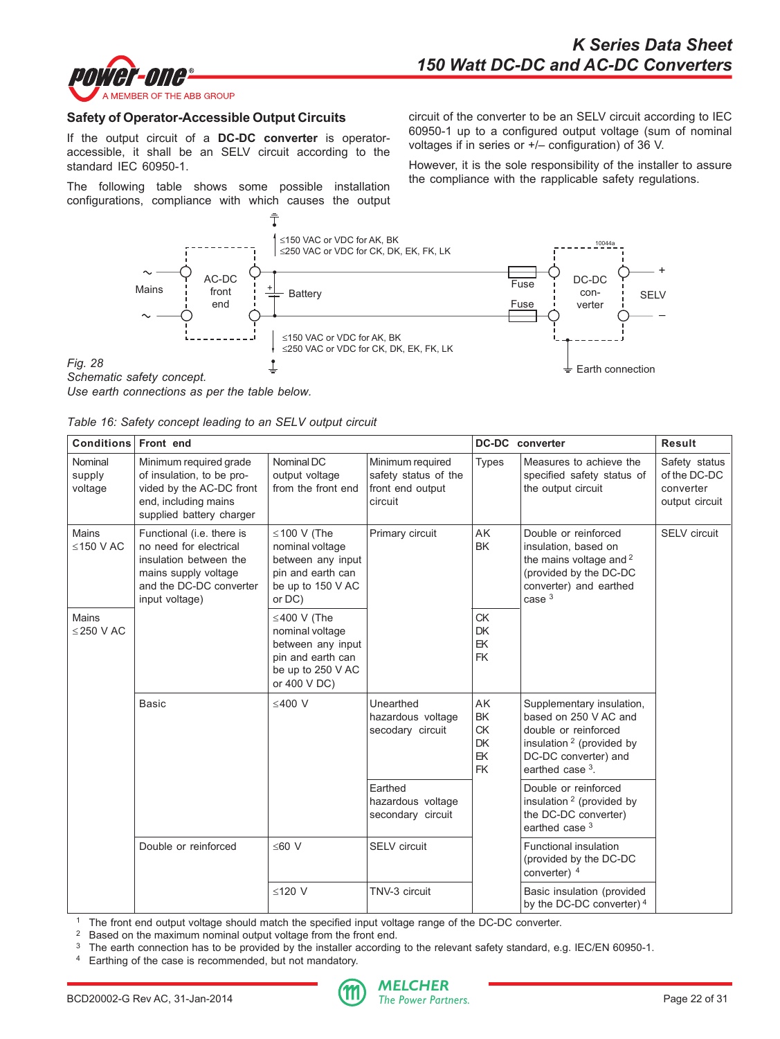## Safety of Operator-Accessible Output Circuits

If the output circuit of a **DC-DC converter** is operator-accessible, it shall be an SELV circuit according to the standard IEC 60950-1.

The following table shows some possible installation configurations, compliance with which causes the output circuit of the converter to be an SELV circuit according to IEC 60950-1 up to a configured output voltage (sum of nominal voltages if in series or +/– configuration) of 36 V.

However, it is the sole responsibility of the installer to assure the compliance with the rapplicable safety regulations.

≤150 VAC or VDC for AK, BK
≤250 VAC or VDC for CK, DK, EK, FK, LK

Mains | AC-DC front end | Battery | Fuse | Fuse | DC-DC con-verter | SELV | Earth connection

*Fig. 28*
*Schematic safety concept.*
*Use earth connections as per the table below.*

*Table 16: Safety concept leading to an SELV output circuit*

| Conditions | Front end | | | DC-DC converter | | Result |
|---|---|---|---|---|---|---|
| Nominal supply voltage | Minimum required grade of insulation, to be provided by the AC-DC front end, including mains supplied battery charger | Nominal DC output voltage from the front end | Minimum required safety status of the front end output circuit | Types | Measures to achieve the specified safety status of the output circuit | Safety status of the DC-DC converter output circuit |
| Mains ≤150 V AC | Functional (i.e. there is no need for electrical insulation between the mains supply voltage and the DC-DC converter input voltage) | ≤100 V (The nominal voltage between any input pin and earth can be up to 150 V AC or DC) | Primary circuit | AK BK | Double or reinforced insulation, based on the mains voltage and [2] (provided by the DC-DC converter) and earthed case [3] | SELV circuit |
| Mains ≤250 V AC | | ≤400 V (The nominal voltage between any input pin and earth can be up to 250 V AC or 400 V DC) | | CK DK EK FK | | |
| | Basic | ≤400 V | Unearthed hazardous voltage secodary circuit | AK BK CK DK EK FK | Supplementary insulation, based on 250 V AC and double or reinforced insulation [2] (provided by DC-DC converter) and earthed case [3]. | |
| | | | Earthed hazardous voltage secondary circuit | | Double or reinforced insulation [2] (provided by the DC-DC converter) earthed case [3] | |
| | Double or reinforced | ≤60 V | SELV circuit | | Functional insulation (provided by the DC-DC converter) [4] | |
| | | ≤120 V | TNV-3 circuit | | Basic insulation (provided by the DC-DC converter) [4] | |

[1] The front end output voltage should match the specified input voltage range of the DC-DC converter.
[2] Based on the maximum nominal output voltage from the front end.
[3] The earth connection has to be provided by the installer according to the relevant safety standard, e.g. IEC/EN 60950-1.
[4] Earthing of the case is recommended, but not mandatory.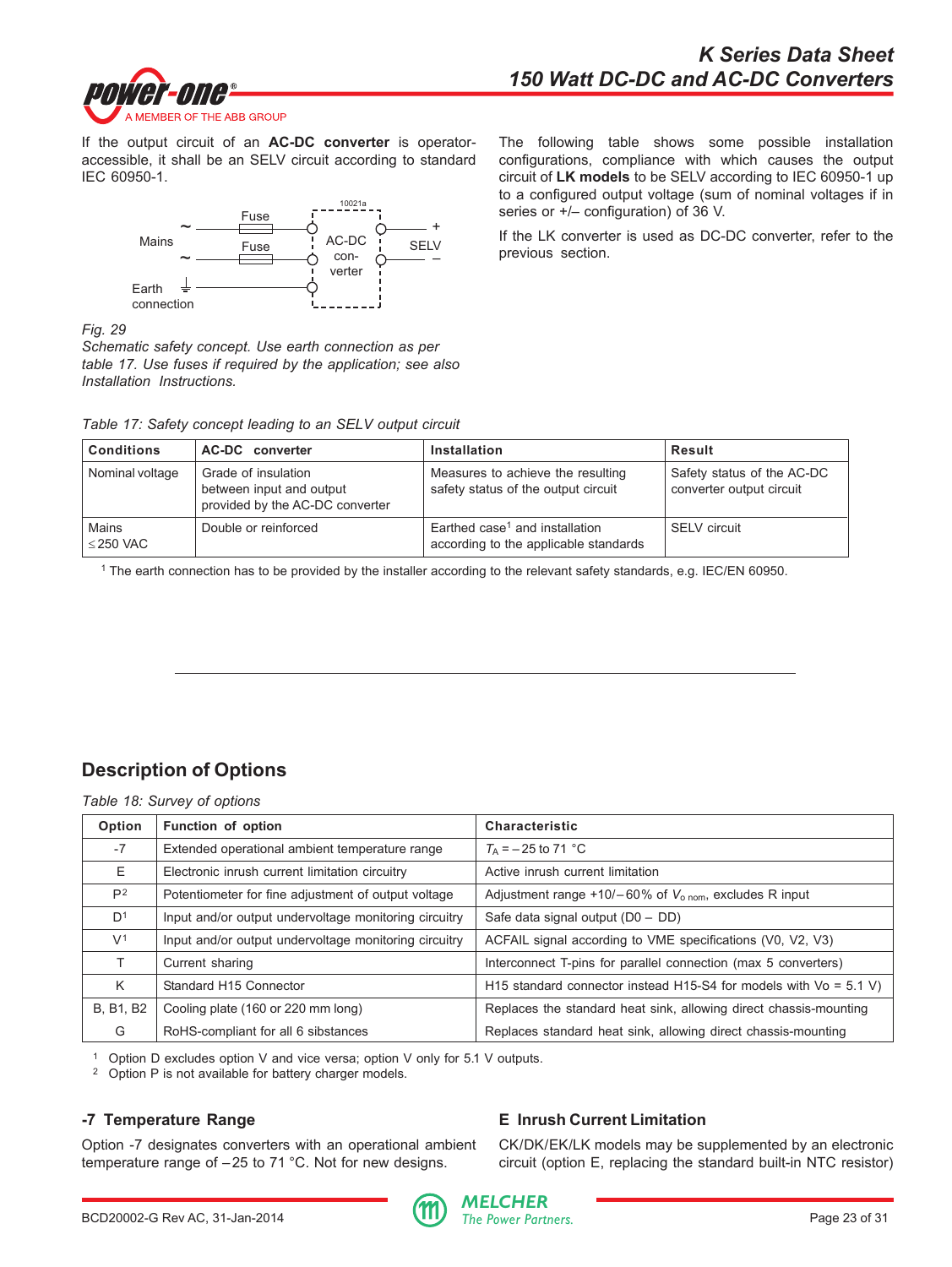If the output circuit of an **AC-DC converter** is operator-accessible, it shall be an SELV circuit according to standard IEC 60950-1.

*Fig. 29*
*Schematic safety concept. Use earth connection as per table 17. Use fuses if required by the application; see also Installation Instructions.*

The following table shows some possible installation configurations, compliance with which causes the output circuit of **LK models** to be SELV according to IEC 60950-1 up to a configured output voltage (sum of nominal voltages if in series or +/– configuration) of 36 V.

If the LK converter is used as DC-DC converter, refer to the previous section.

*Table 17: Safety concept leading to an SELV output circuit*

| Conditions | AC-DC converter | Installation | Result |
|---|---|---|---|
| Nominal voltage | Grade of insulation between input and output provided by the AC-DC converter | Measures to achieve the resulting safety status of the output circuit | Safety status of the AC-DC converter output circuit |
| Mains ≤250 VAC | Double or reinforced | Earthed case[1] and installation according to the applicable standards | SELV circuit |

[1] The earth connection has to be provided by the installer according to the relevant safety standards, e.g. IEC/EN 60950.

## Description of Options

*Table 18: Survey of options*

| Option | Function of option | Characteristic |
|---|---|---|
| -7 | Extended operational ambient temperature range | $T_A$ = –25 to 71 °C |
| E | Electronic inrush current limitation circuitry | Active inrush current limitation |
| P[2] | Potentiometer for fine adjustment of output voltage | Adjustment range +10/–60% of $V_{o\ nom}$, excludes R input |
| D[1] | Input and/or output undervoltage monitoring circuitry | Safe data signal output (D0 – DD) |
| V[1] | Input and/or output undervoltage monitoring circuitry | ACFAIL signal according to VME specifications (V0, V2, V3) |
| T | Current sharing | Interconnect T-pins for parallel connection (max 5 converters) |
| K | Standard H15 Connector | H15 standard connector instead H15-S4 for models with Vo = 5.1 V) |
| B, B1, B2 | Cooling plate (160 or 220 mm long) | Replaces the standard heat sink, allowing direct chassis-mounting |
| G | RoHS-compliant for all 6 sibstances | Replaces standard heat sink, allowing direct chassis-mounting |

[1] Option D excludes option V and vice versa; option V only for 5.1 V outputs.
[2] Option P is not available for battery charger models.

### -7 Temperature Range

Option -7 designates converters with an operational ambient temperature range of –25 to 71 °C. Not for new designs.

### E Inrush Current Limitation

CK/DK/EK/LK models may be supplemented by an electronic circuit (option E, replacing the standard built-in NTC resistor)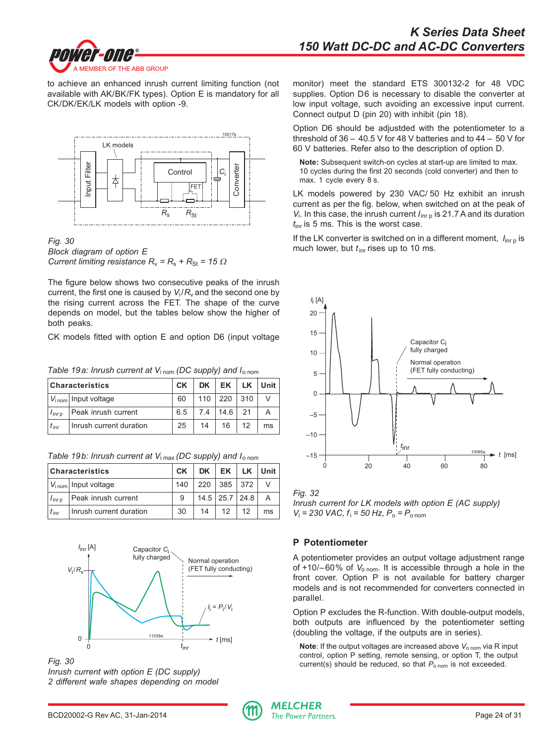to achieve an enhanced inrush current limiting function (not available with AK/BK/FK types). Option E is mandatory for all CK/DK/EK/LK models with option -9.

*Fig. 30*
*Block diagram of option E*
*Current limiting resistance $R_v = R_s + R_{St} = 15\ \Omega$*

The figure below shows two consecutive peaks of the inrush current, the first one is caused by $V_i / R_v$ and the second one by the rising current across the FET. The shape of the curve depends on model, but the tables below show the higher of both peaks.

CK models fitted with option E and option D6 (input voltage monitor) meet the standard ETS 300132-2 for 48 VDC supplies. Option D6 is necessary to disable the converter at low input voltage, such avoiding an excessive input current. Connect output D (pin 20) with inhibit (pin 18).

Option D6 should be adjustded with the potentiometer to a threshold of 36 – 40.5 V for 48 V batteries and to 44 – 50 V for 60 V batteries. Refer also to the description of option D.

**Note:** Subsequent switch-on cycles at start-up are limited to max. 10 cycles during the first 20 seconds (cold converter) and then to max. 1 cycle every 8 s.

*Table 19a: Inrush current at $V_{i\,nom}$ (DC supply) and $I_{o\,nom}$*

| Characteristics | | CK | DK | EK | LK | Unit |
|---|---|---|---|---|---|---|
| $V_{i\,nom}$ | Input voltage | 60 | 110 | 220 | 310 | V |
| $I_{inr\,p}$ | Peak inrush current | 6.5 | 7.4 | 14.6 | 21 | A |
| $t_{inr}$ | Inrush current duration | 25 | 14 | 16 | 12 | ms |

*Table 19b: Inrush current at $V_{i\,max}$ (DC supply) and $I_{o\,nom}$*

| Characteristics | | CK | DK | EK | LK | Unit |
|---|---|---|---|---|---|---|
| $V_{i\,nom}$ | Input voltage | 140 | 220 | 385 | 372 | V |
| $I_{inr\,p}$ | Peak inrush current | 9 | 14.5 | 25.7 | 24.8 | A |
| $t_{inr}$ | Inrush current duration | 30 | 14 | 12 | 12 | ms |

*Fig. 30*
*Inrush current with option E (DC supply)*
*2 different wafe shapes depending on model*

LK models powered by 230 VAC/ 50 Hz exhibit an inrush current as per the fig. below, when switched on at the peak of $V_i$. In this case, the inrush current $I_{inr\,p}$ is 21.7 A and its duration $t_{inr}$ is 5 ms. This is the worst case.

If the LK converter is switched on in a different moment, $I_{inr\,p}$ is much lower, but $t_{inr}$ rises up to 10 ms.

*Fig. 32*
*Inrush current for LK models with option E (AC supply)*
*$V_i$ = 230 VAC, $f_i$ = 50 Hz, $P_o = P_{o\,nom}$*

## P Potentiometer

A potentiometer provides an output voltage adjustment range of +10/–60% of $V_{o\,nom}$. It is accessible through a hole in the front cover. Option P is not available for battery charger models and is not recommended for converters connected in parallel.

Option P excludes the R-function. With double-output models, both outputs are influenced by the potentiometer setting (doubling the voltage, if the outputs are in series).

**Note**: If the output voltages are increased above $V_{o\,nom}$ via R input control, option P setting, remote sensing, or option T, the output current(s) should be reduced, so that $P_{o\,nom}$ is not exceeded.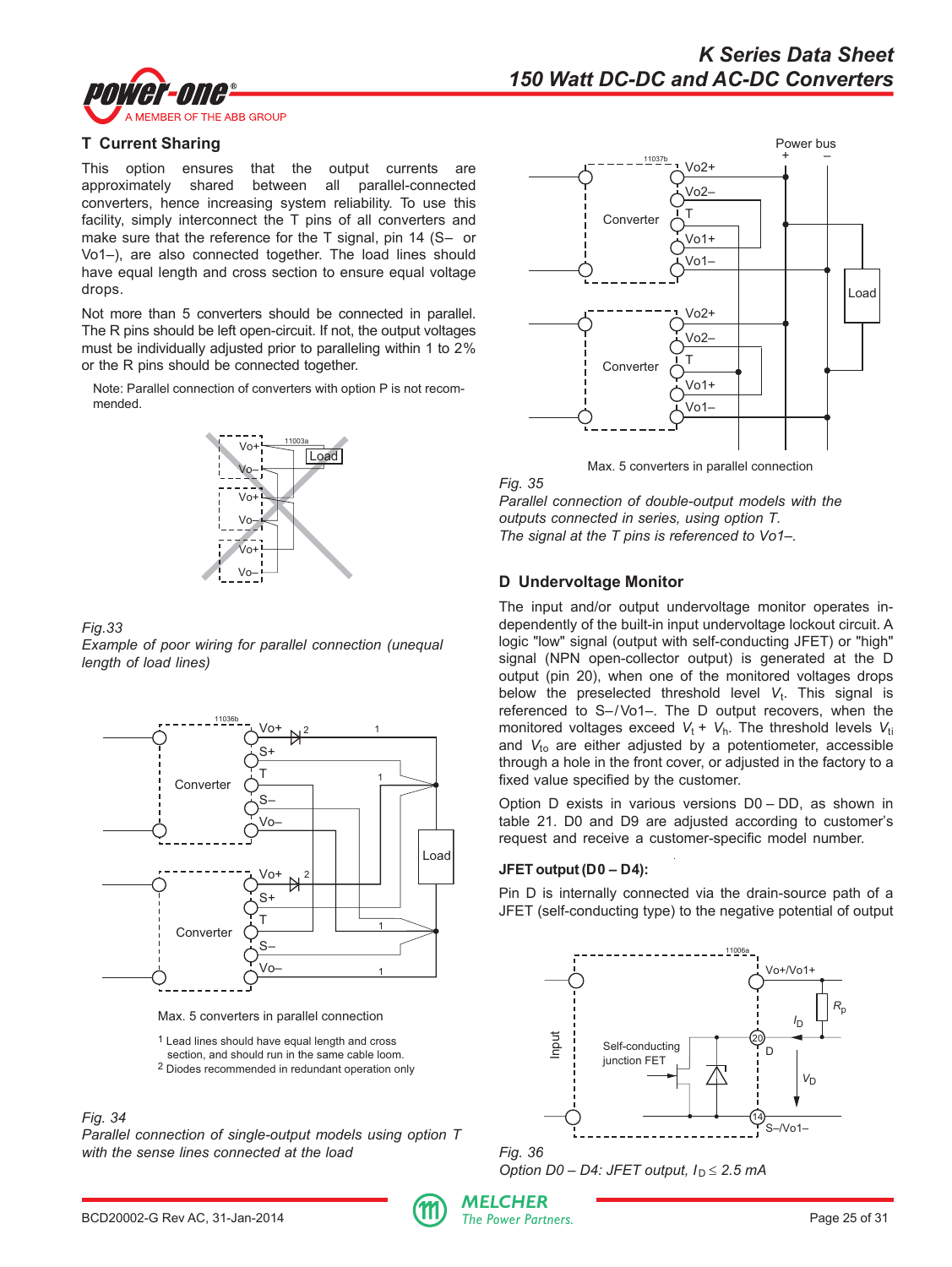### T Current Sharing

This option ensures that the output currents are approximately shared between all parallel-connected converters, hence increasing system reliability. To use this facility, simply interconnect the T pins of all converters and make sure that the reference for the T signal, pin 14 (S– or Vo1–), are also connected together. The load lines should have equal length and cross section to ensure equal voltage drops.

Not more than 5 converters should be connected in parallel. The R pins should be left open-circuit. If not, the output voltages must be individually adjusted prior to paralleling within 1 to 2% or the R pins should be connected together.

Note: Parallel connection of converters with option P is not recommended.

*Fig.33*
*Example of poor wiring for parallel connection (unequal length of load lines)*

Max. 5 converters in parallel connection

[1] Lead lines should have equal length and cross section, and should run in the same cable loom.
[2] Diodes recommended in redundant operation only

*Fig. 34*
*Parallel connection of single-output models using option T with the sense lines connected at the load*

Max. 5 converters in parallel connection

*Fig. 35*
*Parallel connection of double-output models with the outputs connected in series, using option T.*
*The signal at the T pins is referenced to Vo1–.*

### D Undervoltage Monitor

The input and/or output undervoltage monitor operates independently of the built-in input undervoltage lockout circuit. A logic "low" signal (output with self-conducting JFET) or "high" signal (NPN open-collector output) is generated at the D output (pin 20), when one of the monitored voltages drops below the preselected threshold level $V_t$. This signal is referenced to S–/Vo1–. The D output recovers, when the monitored voltages exceed $V_t + V_h$. The threshold levels $V_{ti}$ and $V_{to}$ are either adjusted by a potentiometer, accessible through a hole in the front cover, or adjusted in the factory to a fixed value specified by the customer.

Option D exists in various versions D0 – DD, as shown in table 21. D0 and D9 are adjusted according to customer's request and receive a customer-specific model number.

**JFET output (D0 – D4):**

Pin D is internally connected via the drain-source path of a JFET (self-conducting type) to the negative potential of output

*Fig. 36*
*Option D0 – D4: JFET output, $I_D \leq 2.5$ mA*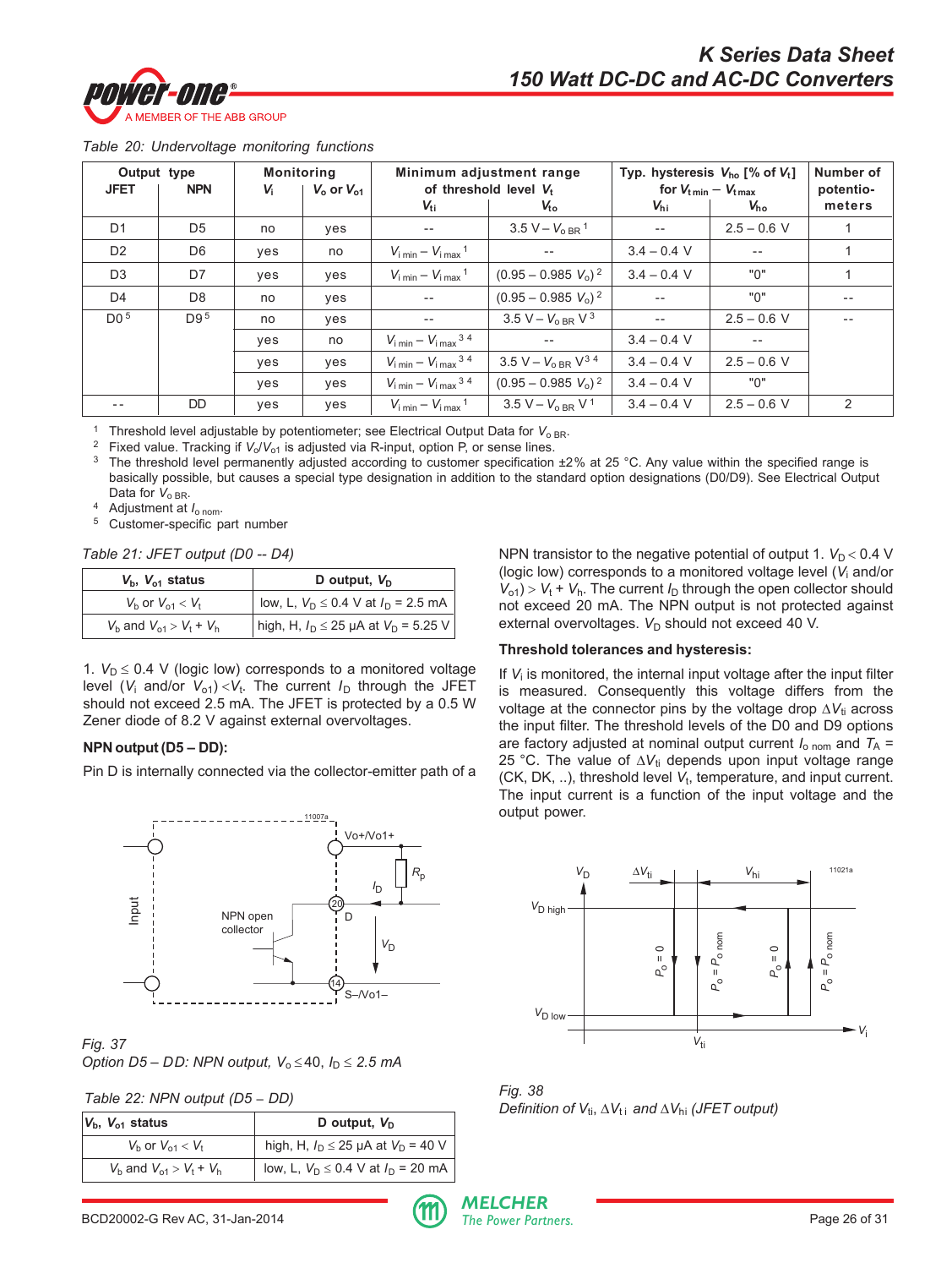Table 20: Undervoltage monitoring functions

| Output type | | Monitoring | | Minimum adjustment range of threshold level $V_t$ | | Typ. hysteresis $V_{ho}$ [% of $V_t$] for $V_{t\,min} - V_{t\,max}$ | | Number of potentio-meters |
|---|---|---|---|---|---|---|---|---|
| JFET | NPN | $V_i$ | $V_o$ or $V_{o1}$ | $V_{ti}$ | $V_{to}$ | $V_{hi}$ | $V_{ho}$ | |
| D1 | D5 | no | yes | -- | $3.5\ V - V_{o\,BR}$ [1] | -- | 2.5 – 0.6 V | 1 |
| D2 | D6 | yes | no | $V_{i\,min} - V_{i\,max}$ [1] | -- | 3.4 – 0.4 V | -- | 1 |
| D3 | D7 | yes | yes | $V_{i\,min} - V_{i\,max}$ [1] | $(0.95 - 0.985\ V_o)$ [2] | 3.4 – 0.4 V | "0" | 1 |
| D4 | D8 | no | yes | -- | $(0.95 - 0.985\ V_o)$ [2] | -- | "0" | -- |
| D0 [5] | D9 [5] | no | yes | -- | $3.5\ V - V_{o\,BR}$ V [3] | -- | 2.5 – 0.6 V | -- |
| | | yes | no | $V_{i\,min} - V_{i\,max}$ [3 4] | -- | 3.4 – 0.4 V | -- | |
| | | yes | yes | $V_{i\,min} - V_{i\,max}$ [3 4] | $3.5\ V - V_{o\,BR}$ V [3 4] | 3.4 – 0.4 V | 2.5 – 0.6 V | |
| | | yes | yes | $V_{i\,min} - V_{i\,max}$ [3 4] | $(0.95 - 0.985\ V_o)$ [2] | 3.4 – 0.4 V | "0" | |
| -- | DD | yes | yes | $V_{i\,min} - V_{i\,max}$ [1] | $3.5\ V - V_{o\,BR}$ V [1] | 3.4 – 0.4 V | 2.5 – 0.6 V | 2 |

[1] Threshold level adjustable by potentiometer; see Electrical Output Data for $V_{o\,BR}$.
[2] Fixed value. Tracking if $V_o/V_{o1}$ is adjusted via R-input, option P, or sense lines.
[3] The threshold level permanently adjusted according to customer specification ±2% at 25 °C. Any value within the specified range is basically possible, but causes a special type designation in addition to the standard option designations (D0/D9). See Electrical Output Data for $V_{o\,BR}$.
[4] Adjustment at $I_{o\,nom}$.
[5] Customer-specific part number

Table 21: JFET output (D0 -- D4)

| $V_b$, $V_{o1}$ status | D output, $V_D$ |
|---|---|
| $V_b$ or $V_{o1} < V_t$ | low, L, $V_D \le 0.4$ V at $I_D = 2.5$ mA |
| $V_b$ and $V_{o1} > V_t + V_h$ | high, H, $I_D \le 25$ µA at $V_D = 5.25$ V |

1. $V_D \le 0.4$ V (logic low) corresponds to a monitored voltage level ($V_i$ and/or $V_{o1}$) $< V_t$. The current $I_D$ through the JFET should not exceed 2.5 mA. The JFET is protected by a 0.5 W Zener diode of 8.2 V against external overvoltages.

**NPN output (D5 – DD):**

Pin D is internally connected via the collector-emitter path of a NPN transistor to the negative potential of output 1. $V_D < 0.4$ V (logic low) corresponds to a monitored voltage level ($V_i$ and/or $V_{o1}$) $> V_t + V_h$. The current $I_D$ through the open collector should not exceed 20 mA. The NPN output is not protected against external overvoltages. $V_D$ should not exceed 40 V.

Fig. 37
Option D5 – DD: NPN output, $V_o \le 40$, $I_D \le 2.5$ mA

Table 22: NPN output (D5 – DD)

| $V_b$, $V_{o1}$ status | D output, $V_D$ |
|---|---|
| $V_b$ or $V_{o1} < V_t$ | high, H, $I_D \le 25$ µA at $V_D = 40$ V |
| $V_b$ and $V_{o1} > V_t + V_h$ | low, L, $V_D \le 0.4$ V at $I_D = 20$ mA |

**Threshold tolerances and hysteresis:**

If $V_i$ is monitored, the internal input voltage after the input filter is measured. Consequently this voltage differs from the voltage at the connector pins by the voltage drop $\Delta V_{ti}$ across the input filter. The threshold levels of the D0 and D9 options are factory adjusted at nominal output current $I_{o\,nom}$ and $T_A$ = 25 °C. The value of $\Delta V_{ti}$ depends upon input voltage range (CK, DK, ..), threshold level $V_t$, temperature, and input current. The input current is a function of the input voltage and the output power.

Fig. 38
Definition of $V_{ti}$, $\Delta V_{ti}$ and $\Delta V_{hi}$ (JFET output)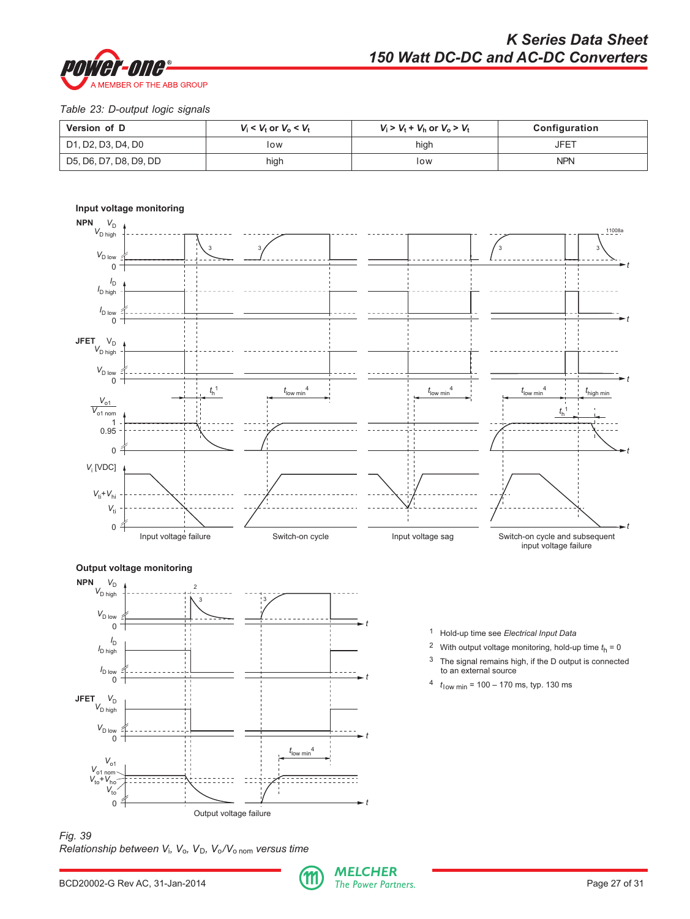*Table 23: D-output logic signals*

| Version of D | $V_i < V_t$ or $V_o < V_t$ | $V_i > V_t + V_h$ or $V_o > V_t$ | Configuration |
|---|---|---|---|
| D1, D2, D3, D4, D0 | low | high | JFET |
| D5, D6, D7, D8, D9, DD | high | low | NPN |

**Input voltage monitoring**

Input voltage failure — Switch-on cycle — Input voltage sag — Switch-on cycle and subsequent input voltage failure

**Output voltage monitoring**

Output voltage failure

1 Hold-up time see *Electrical Input Data*

2 With output voltage monitoring, hold-up time $t_h = 0$

3 The signal remains high, if the D output is connected to an external source

4 $t_{low\ min}$ = 100 – 170 ms, typ. 130 ms

*Fig. 39*
*Relationship between $V_i$, $V_o$, $V_D$, $V_o/V_{o\ nom}$ versus time*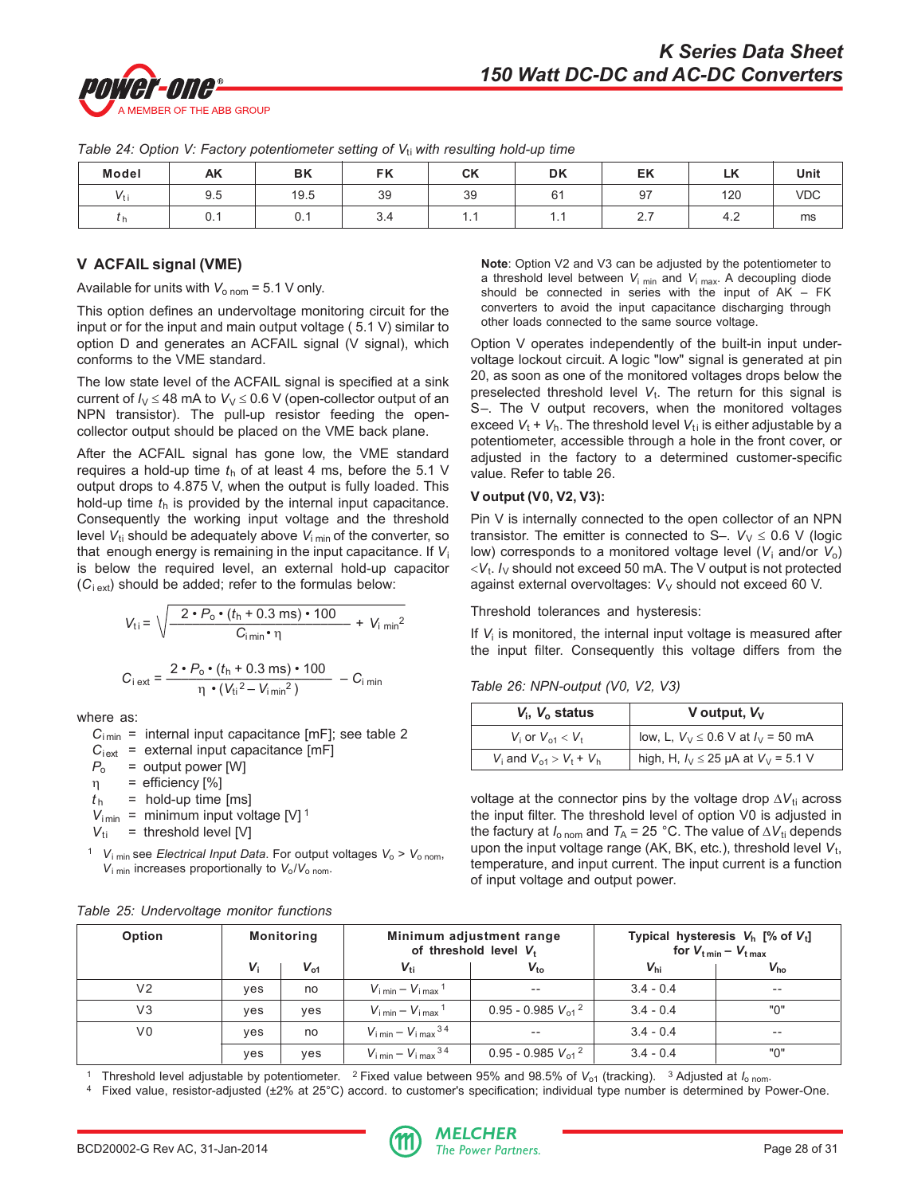Table 24: Option V: Factory potentiometer setting of $V_{ti}$ with resulting hold-up time

| Model | AK | BK | FK | CK | DK | EK | LK | Unit |
|---|---|---|---|---|---|---|---|---|
| $V_{ti}$ | 9.5 | 19.5 | 39 | 39 | 61 | 97 | 120 | VDC |
| $t_h$ | 0.1 | 0.1 | 3.4 | 1.1 | 1.1 | 2.7 | 4.2 | ms |

## V ACFAIL signal (VME)

Available for units with $V_{o\,nom}$ = 5.1 V only.

This option defines an undervoltage monitoring circuit for the input or for the input and main output voltage ( 5.1 V) similar to option D and generates an ACFAIL signal (V signal), which conforms to the VME standard.

The low state level of the ACFAIL signal is specified at a sink current of $I_V \le 48$ mA to $V_V \le 0.6$ V (open-collector output of an NPN transistor). The pull-up resistor feeding the open-collector output should be placed on the VME back plane.

After the ACFAIL signal has gone low, the VME standard requires a hold-up time $t_h$ of at least 4 ms, before the 5.1 V output drops to 4.875 V, when the output is fully loaded. This hold-up time $t_h$ is provided by the internal input capacitance. Consequently the working input voltage and the threshold level $V_{ti}$ should be adequately above $V_{i\,min}$ of the converter, so that enough energy is remaining in the input capacitance. If $V_i$ is below the required level, an external hold-up capacitor ($C_{i\,ext}$) should be added; refer to the formulas below:

$$V_{ti} = \sqrt{\frac{2 \cdot P_o \cdot (t_h + 0.3\text{ ms}) \cdot 100}{C_{i\,min} \cdot \eta} + V_{i\,min}^2}$$

$$C_{i\,ext} = \frac{2 \cdot P_o \cdot (t_h + 0.3\text{ ms}) \cdot 100}{\eta \cdot (V_{ti}^2 - V_{i\,min}^2)} - C_{i\,min}$$

where as:

- $C_{i\,min}$ = internal input capacitance [mF]; see table 2
- $C_{i\,ext}$ = external input capacitance [mF]
- $P_o$ = output power [W]
- $\eta$ = efficiency [%]
- $t_h$ = hold-up time [ms]
- $V_{i\,min}$ = minimum input voltage [V] [1]
- $V_{ti}$ = threshold level [V]

[1] $V_{i\,min}$ see *Electrical Input Data*. For output voltages $V_o > V_{o\,nom}$, $V_{i\,min}$ increases proportionally to $V_o/V_{o\,nom}$.

**Note**: Option V2 and V3 can be adjusted by the potentiometer to a threshold level between $V_{i\,min}$ and $V_{i\,max}$. A decoupling diode should be connected in series with the input of AK – FK converters to avoid the input capacitance discharging through other loads connected to the same source voltage.

Option V operates independently of the built-in input undervoltage lockout circuit. A logic "low" signal is generated at pin 20, as soon as one of the monitored voltages drops below the preselected threshold level $V_t$. The return for this signal is S–. The V output recovers, when the monitored voltages exceed $V_t + V_h$. The threshold level $V_{ti}$ is either adjustable by a potentiometer, accessible through a hole in the front cover, or adjusted in the factory to a determined customer-specific value. Refer to table 26.

### V output (V0, V2, V3):

Pin V is internally connected to the open collector of an NPN transistor. The emitter is connected to S–. $V_V \le 0.6$ V (logic low) corresponds to a monitored voltage level ($V_i$ and/or $V_o$) $< V_t$. $I_V$ should not exceed 50 mA. The V output is not protected against external overvoltages: $V_V$ should not exceed 60 V.

Threshold tolerances and hysteresis:

If $V_i$ is monitored, the internal input voltage is measured after the input filter. Consequently this voltage differs from the voltage at the connector pins by the voltage drop $\Delta V_{ti}$ across the input filter. The threshold level of option V0 is adjusted in the factory at $I_{o\,nom}$ and $T_A$ = 25 °C. The value of $\Delta V_{ti}$ depends upon the input voltage range (AK, BK, etc.), threshold level $V_t$, temperature, and input current. The input current is a function of input voltage and output power.

Table 26: NPN-output (V0, V2, V3)

| $V_i$, $V_o$ status | V output, $V_V$ |
|---|---|
| $V_i$ or $V_{o1} < V_t$ | low, L, $V_V \le 0.6$ V at $I_V$ = 50 mA |
| $V_i$ and $V_{o1} > V_t + V_h$ | high, H, $I_V \le 25$ µA at $V_V$ = 5.1 V |

Table 25: Undervoltage monitor functions

| Option | Monitoring | | Minimum adjustment range of threshold level $V_t$ | | Typical hysteresis $V_h$ [% of $V_t$] for $V_{t\,min} - V_{t\,max}$ | |
|---|---|---|---|---|---|---|
| | $V_i$ | $V_{o1}$ | $V_{ti}$ | $V_{to}$ | $V_{hi}$ | $V_{ho}$ |
| V2 | yes | no | $V_{i\,min} - V_{i\,max}$ [1] | -- | 3.4 - 0.4 | -- |
| V3 | yes | yes | $V_{i\,min} - V_{i\,max}$ [1] | 0.95 - 0.985 $V_{o1}$ [2] | 3.4 - 0.4 | "0" |
| V0 | yes | no | $V_{i\,min} - V_{i\,max}$ [3 4] | -- | 3.4 - 0.4 | -- |
| | yes | yes | $V_{i\,min} - V_{i\,max}$ [3 4] | 0.95 - 0.985 $V_{o1}$ [2] | 3.4 - 0.4 | "0" |

[1] Threshold level adjustable by potentiometer. [2] Fixed value between 95% and 98.5% of $V_{o1}$ (tracking). [3] Adjusted at $I_{o\,nom}$.
[4] Fixed value, resistor-adjusted (±2% at 25°C) accord. to customer's specification; individual type number is determined by Power-One.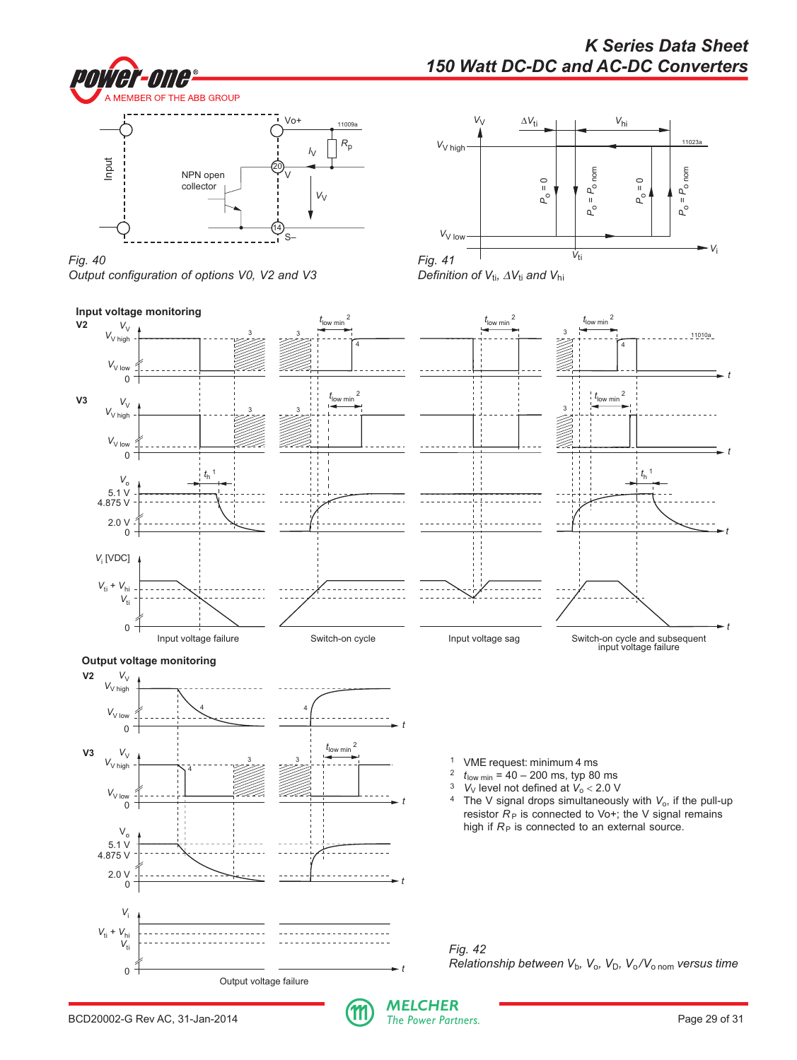Fig. 40
Output configuration of options V0, V2 and V3

Fig. 41
Definition of $V_{ti}$, $\Delta V_{ti}$ and $V_{hi}$

**Input voltage monitoring**

**Output voltage monitoring**

1. VME request: minimum 4 ms
2. $t_{low\ min}$ = 40 – 200 ms, typ 80 ms
3. $V_V$ level not defined at $V_o < 2.0$ V
4. The V signal drops simultaneously with $V_o$, if the pull-up resistor $R_P$ is connected to Vo+; the V signal remains high if $R_P$ is connected to an external source.

Fig. 42
Relationship between $V_b$, $V_o$, $V_D$, $V_o/V_{o\ nom}$ versus time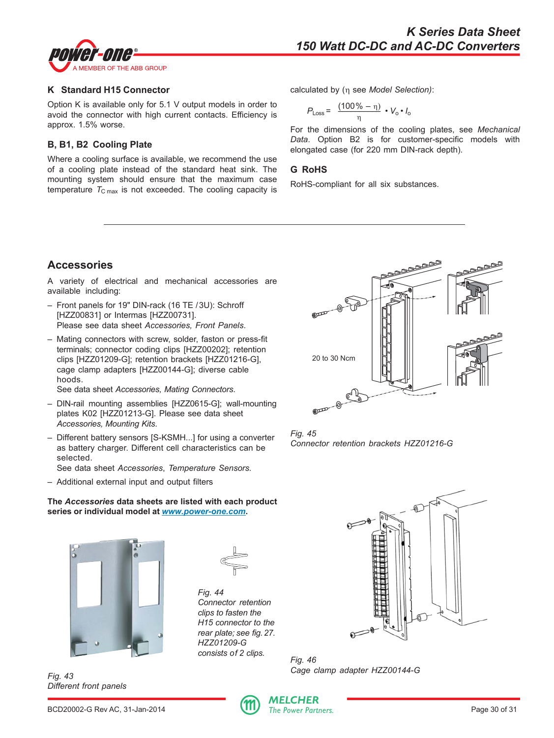### K Standard H15 Connector

Option K is available only for 5.1 V output models in order to avoid the connector with high current contacts. Efficiency is approx. 1.5% worse.

### B, B1, B2 Cooling Plate

Where a cooling surface is available, we recommend the use of a cooling plate instead of the standard heat sink. The mounting system should ensure that the maximum case temperature $T_{C\ max}$ is not exceeded. The cooling capacity is calculated by (η see *Model Selection)*:

$$P_{Loss} = \frac{(100\,\% - \eta)}{\eta} \cdot V_o \cdot I_o$$

For the dimensions of the cooling plates, see *Mechanical Data*. Option B2 is for customer-specific models with elongated case (for 220 mm DIN-rack depth).

### G RoHS

RoHS-compliant for all six substances.

## Accessories

A variety of electrical and mechanical accessories are available including:

- Front panels for 19" DIN-rack (16 TE / 3U): Schroff [HZZ00831] or Intermas [HZZ00731].
  Please see data sheet *Accessories, Front Panels*.
- Mating connectors with screw, solder, faston or press-fit terminals; connector coding clips [HZZ00202]; retention clips [HZZ01209-G]; retention brackets [HZZ01216-G], cage clamp adapters [HZZ00144-G]; diverse cable hoods.
  See data sheet *Accessories, Mating Connectors*.
- DIN-rail mounting assemblies [HZZ0615-G]; wall-mounting plates K02 [HZZ01213-G]. Please see data sheet *Accessories, Mounting Kits*.
- Different battery sensors [S-KSMH...] for using a converter as battery charger. Different cell characteristics can be selected.
  See data sheet *Accessories*, *Temperature Sensors*.
- Additional external input and output filters

**The *Accessories* data sheets are listed with each product series or individual model at *www.power-one.com*.**

20 to 30 Ncm

*Fig. 45*
*Connector retention brackets HZZ01216-G*

*Fig. 43*
*Different front panels*

*Fig. 44*
*Connector retention clips to fasten the H15 connector to the rear plate; see fig. 27. HZZ01209-G consists of 2 clips.*

*Fig. 46*
*Cage clamp adapter HZZ00144-G*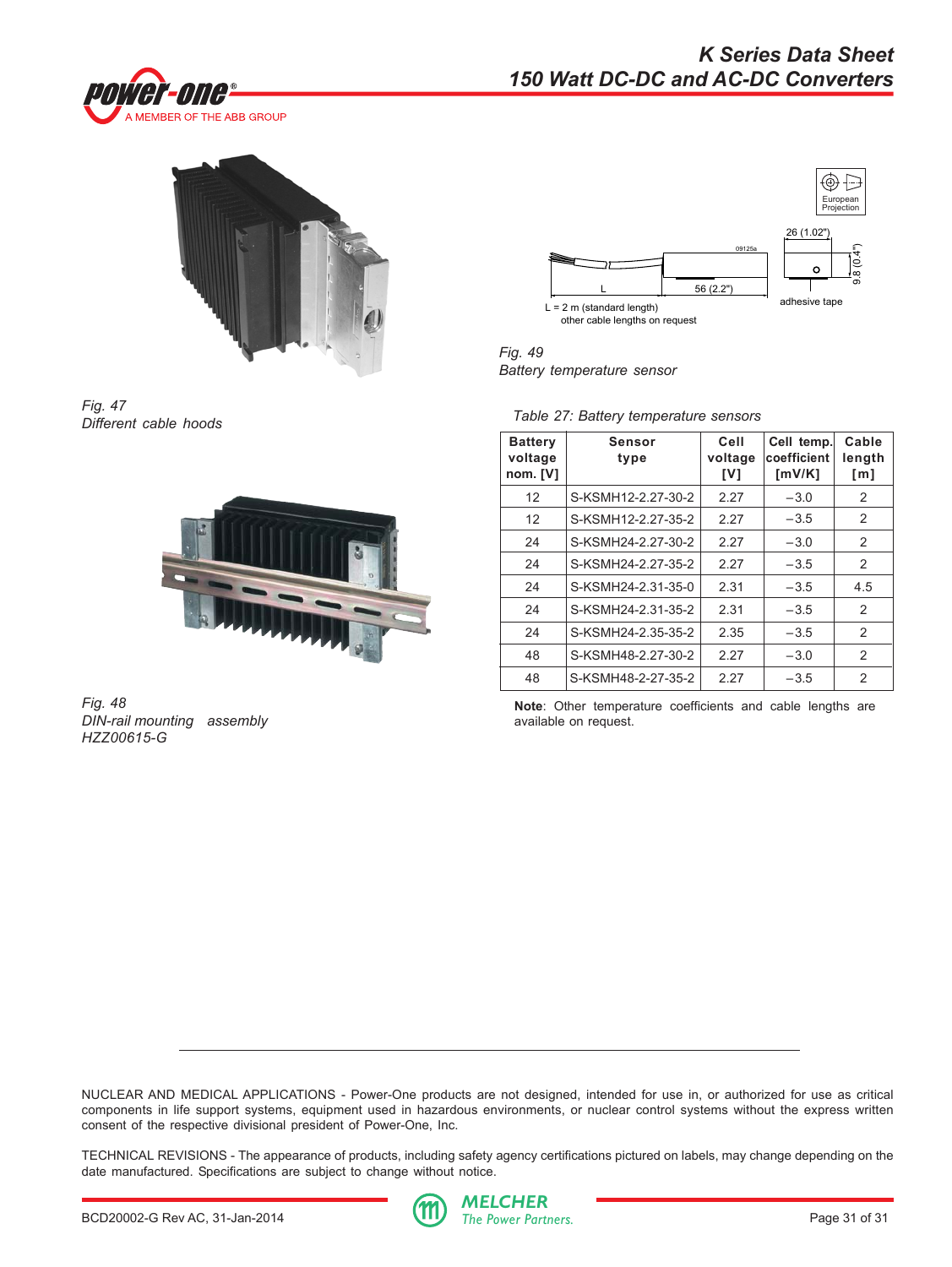Fig. 47
*Different cable hoods*

European Projection

26 (1.02")

9.8 (0.4")

09125a

L

56 (2.2")

adhesive tape

L = 2 m (standard length)
other cable lengths on request

Fig. 49
*Battery temperature sensor*

*Table 27: Battery temperature sensors*

| Battery voltage nom. [V] | Sensor type | Cell voltage [V] | Cell temp. coefficient [mV/K] | Cable length [m] |
|---|---|---|---|---|
| 12 | S-KSMH12-2.27-30-2 | 2.27 | –3.0 | 2 |
| 12 | S-KSMH12-2.27-35-2 | 2.27 | –3.5 | 2 |
| 24 | S-KSMH24-2.27-30-2 | 2.27 | –3.0 | 2 |
| 24 | S-KSMH24-2.27-35-2 | 2.27 | –3.5 | 2 |
| 24 | S-KSMH24-2.31-35-0 | 2.31 | –3.5 | 4.5 |
| 24 | S-KSMH24-2.31-35-2 | 2.31 | –3.5 | 2 |
| 24 | S-KSMH24-2.35-35-2 | 2.35 | –3.5 | 2 |
| 48 | S-KSMH48-2.27-30-2 | 2.27 | –3.0 | 2 |
| 48 | S-KSMH48-2-27-35-2 | 2.27 | –3.5 | 2 |

**Note**: Other temperature coefficients and cable lengths are available on request.

Fig. 48
*DIN-rail mounting assembly*
*HZZ00615-G*

NUCLEAR AND MEDICAL APPLICATIONS - Power-One products are not designed, intended for use in, or authorized for use as critical components in life support systems, equipment used in hazardous environments, or nuclear control systems without the express written consent of the respective divisional president of Power-One, Inc.

TECHNICAL REVISIONS - The appearance of products, including safety agency certifications pictured on labels, may change depending on the date manufactured. Specifications are subject to change without notice.